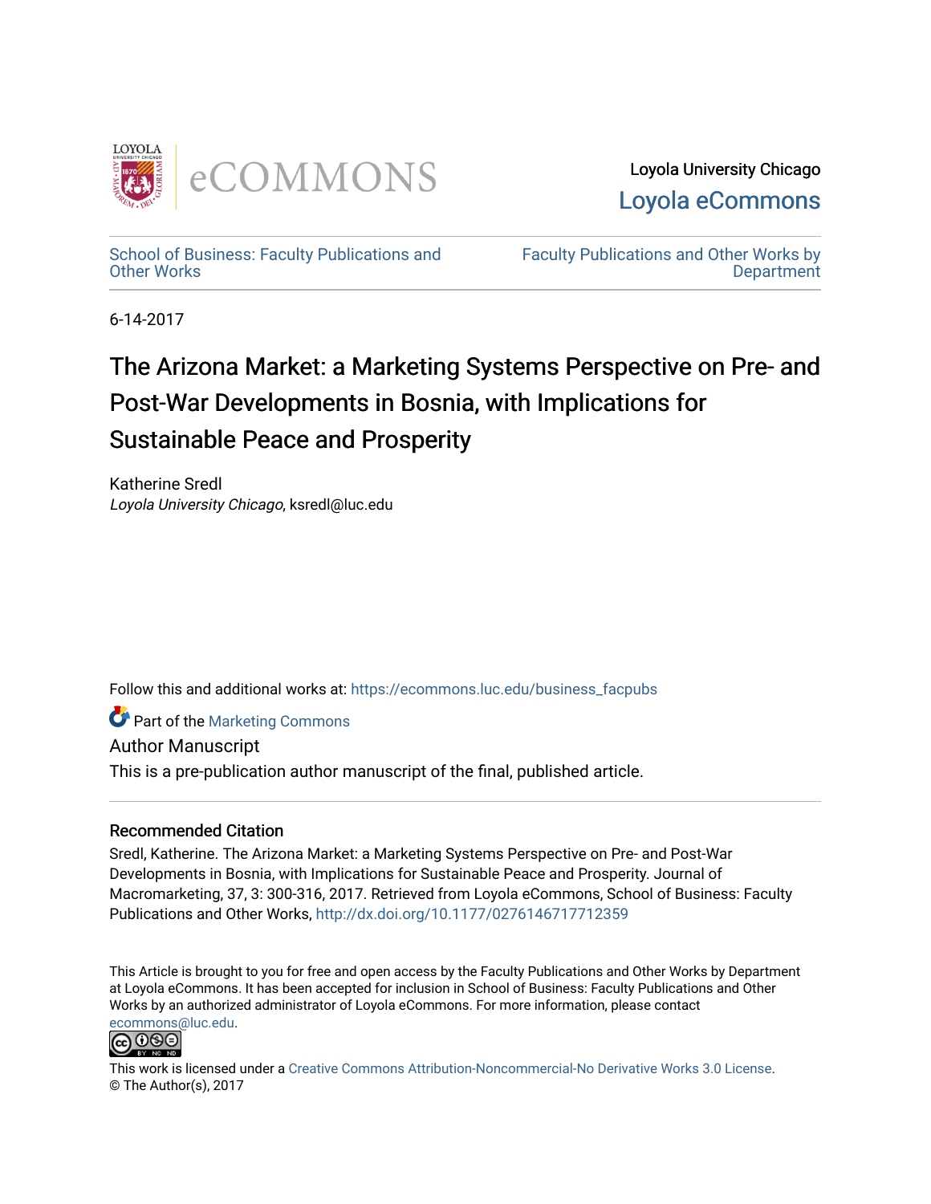Loyola University Chicago

Loyola eCommons

School of Business: Faculty Publications and Other Works

Faculty Publications and Other Works by Department

6-14-2017

# The Arizona Market: a Marketing Systems Perspective on Pre- and Post-War Developments in Bosnia, with Implications for Sustainable Peace and Prosperity

Katherine Sredl
*Loyola University Chicago*, ksredl@luc.edu

Follow this and additional works at: https://ecommons.luc.edu/business_facpubs

Part of the Marketing Commons

Author Manuscript

This is a pre-publication author manuscript of the final, published article.

## Recommended Citation

Sredl, Katherine. The Arizona Market: a Marketing Systems Perspective on Pre- and Post-War Developments in Bosnia, with Implications for Sustainable Peace and Prosperity. Journal of Macromarketing, 37, 3: 300-316, 2017. Retrieved from Loyola eCommons, School of Business: Faculty Publications and Other Works, http://dx.doi.org/10.1177/0276146717712359

This Article is brought to you for free and open access by the Faculty Publications and Other Works by Department at Loyola eCommons. It has been accepted for inclusion in School of Business: Faculty Publications and Other Works by an authorized administrator of Loyola eCommons. For more information, please contact ecommons@luc.edu.

This work is licensed under a Creative Commons Attribution-Noncommercial-No Derivative Works 3.0 License.
© The Author(s), 2017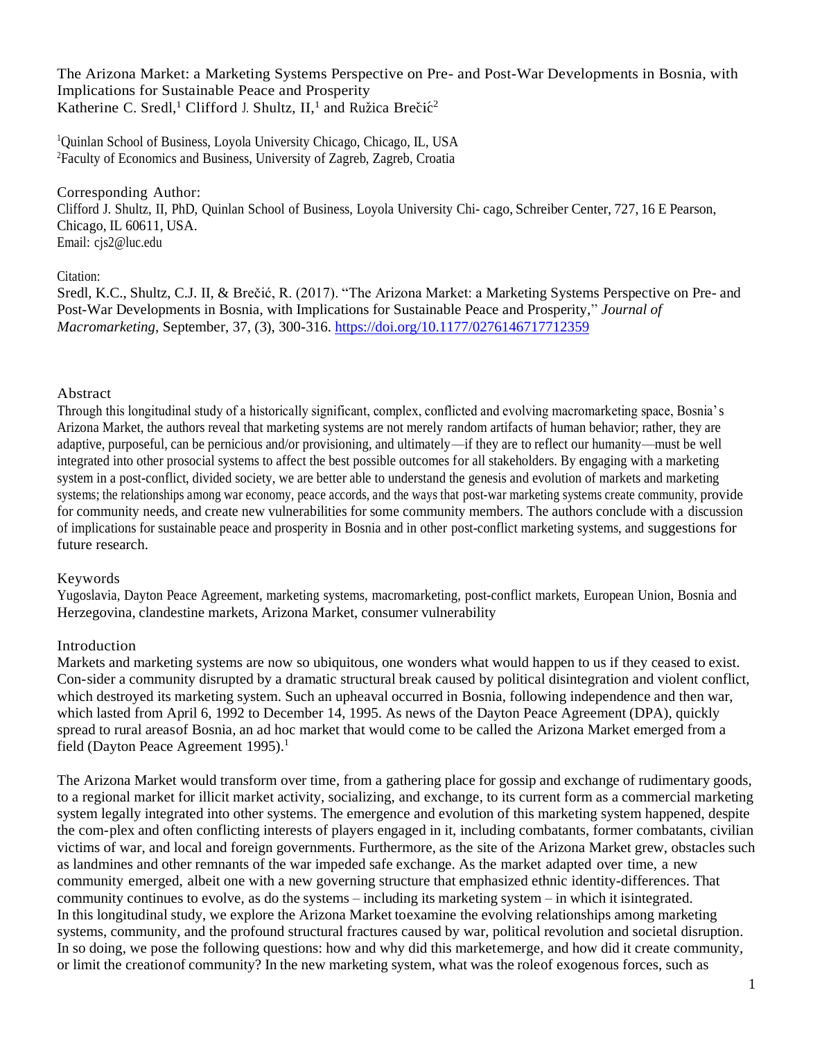The Arizona Market: a Marketing Systems Perspective on Pre- and Post-War Developments in Bosnia, with Implications for Sustainable Peace and Prosperity

Katherine C. Sredl,[1] Clifford J. Shultz, II,[1] and Ružica Brečić[2]

[1]Quinlan School of Business, Loyola University Chicago, Chicago, IL, USA
[2]Faculty of Economics and Business, University of Zagreb, Zagreb, Croatia

Corresponding Author:
Clifford J. Shultz, II, PhD, Quinlan School of Business, Loyola University Chi- cago, Schreiber Center, 727, 16 E Pearson, Chicago, IL 60611, USA.
Email: cjs2@luc.edu

Citation:
Sredl, K.C., Shultz, C.J. II, & Brečić, R. (2017). "The Arizona Market: a Marketing Systems Perspective on Pre- and Post-War Developments in Bosnia, with Implications for Sustainable Peace and Prosperity," *Journal of Macromarketing,* September, 37, (3), 300-316. https://doi.org/10.1177/0276146717712359

## Abstract

Through this longitudinal study of a historically significant, complex, conflicted and evolving macromarketing space, Bosnia's Arizona Market, the authors reveal that marketing systems are not merely random artifacts of human behavior; rather, they are adaptive, purposeful, can be pernicious and/or provisioning, and ultimately—if they are to reflect our humanity—must be well integrated into other prosocial systems to affect the best possible outcomes for all stakeholders. By engaging with a marketing system in a post-conflict, divided society, we are better able to understand the genesis and evolution of markets and marketing systems; the relationships among war economy, peace accords, and the ways that post-war marketing systems create community, provide for community needs, and create new vulnerabilities for some community members. The authors conclude with a discussion of implications for sustainable peace and prosperity in Bosnia and in other post-conflict marketing systems, and suggestions for future research.

## Keywords

Yugoslavia, Dayton Peace Agreement, marketing systems, macromarketing, post-conflict markets, European Union, Bosnia and Herzegovina, clandestine markets, Arizona Market, consumer vulnerability

## Introduction

Markets and marketing systems are now so ubiquitous, one wonders what would happen to us if they ceased to exist. Con-sider a community disrupted by a dramatic structural break caused by political disintegration and violent conflict, which destroyed its marketing system. Such an upheaval occurred in Bosnia, following independence and then war, which lasted from April 6, 1992 to December 14, 1995. As news of the Dayton Peace Agreement (DPA), quickly spread to rural areasof Bosnia, an ad hoc market that would come to be called the Arizona Market emerged from a field (Dayton Peace Agreement 1995).[1]

The Arizona Market would transform over time, from a gathering place for gossip and exchange of rudimentary goods, to a regional market for illicit market activity, socializing, and exchange, to its current form as a commercial marketing system legally integrated into other systems. The emergence and evolution of this marketing system happened, despite the com-plex and often conflicting interests of players engaged in it, including combatants, former combatants, civilian victims of war, and local and foreign governments. Furthermore, as the site of the Arizona Market grew, obstacles such as landmines and other remnants of the war impeded safe exchange. As the market adapted over time, a new community emerged, albeit one with a new governing structure that emphasized ethnic identity-differences. That community continues to evolve, as do the systems – including its marketing system – in which it isintegrated.

In this longitudinal study, we explore the Arizona Market toexamine the evolving relationships among marketing systems, community, and the profound structural fractures caused by war, political revolution and societal disruption. In so doing, we pose the following questions: how and why did this marketemerge, and how did it create community, or limit the creationof community? In the new marketing system, what was the roleof exogenous forces, such as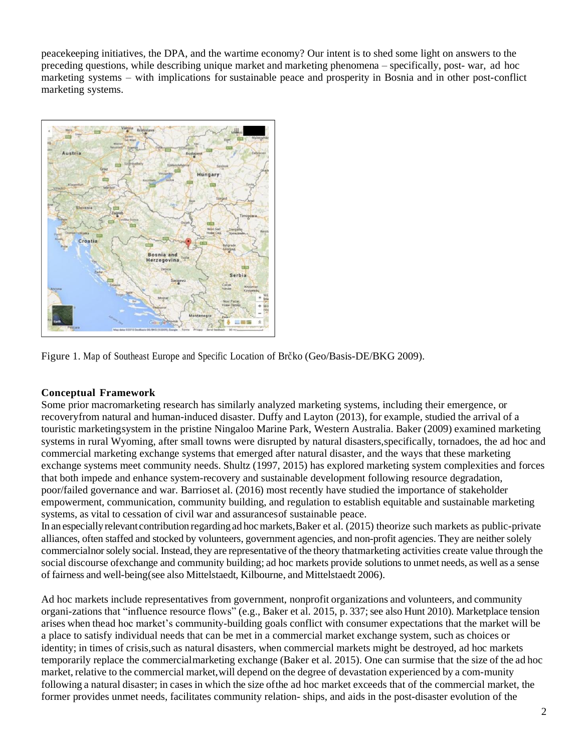peacekeeping initiatives, the DPA, and the wartime economy? Our intent is to shed some light on answers to the preceding questions, while describing unique market and marketing phenomena – specifically, post- war, ad hoc marketing systems – with implications for sustainable peace and prosperity in Bosnia and in other post-conflict marketing systems.

Figure 1. Map of Southeast Europe and Specific Location of Brčko (Geo/Basis-DE/BKG 2009).

**Conceptual Framework**

Some prior macromarketing research has similarly analyzed marketing systems, including their emergence, or recoveryfrom natural and human-induced disaster. Duffy and Layton (2013), for example, studied the arrival of a touristic marketingsystem in the pristine Ningaloo Marine Park, Western Australia. Baker (2009) examined marketing systems in rural Wyoming, after small towns were disrupted by natural disasters,specifically, tornadoes, the ad hoc and commercial marketing exchange systems that emerged after natural disaster, and the ways that these marketing exchange systems meet community needs. Shultz (1997, 2015) has explored marketing system complexities and forces that both impede and enhance system-recovery and sustainable development following resource degradation, poor/failed governance and war. Barrioset al. (2016) most recently have studied the importance of stakeholder empowerment, communication, community building, and regulation to establish equitable and sustainable marketing systems, as vital to cessation of civil war and assurancesof sustainable peace.

In an especially relevant contribution regarding ad hoc markets,Baker et al. (2015) theorize such markets as public-private alliances, often staffed and stocked by volunteers, government agencies, and non-profit agencies. They are neither solely commercialnor solely social. Instead, they are representative of the theory thatmarketing activities create value through the social discourse ofexchange and community building; ad hoc markets provide solutions to unmet needs, as well as a sense of fairness and well-being(see also Mittelstaedt, Kilbourne, and Mittelstaedt 2006).

Ad hoc markets include representatives from government, nonprofit organizations and volunteers, and community organi-zations that "influence resource flows" (e.g., Baker et al. 2015, p. 337; see also Hunt 2010). Marketplace tension arises when thead hoc market's community-building goals conflict with consumer expectations that the market will be a place to satisfy individual needs that can be met in a commercial market exchange system, such as choices or identity; in times of crisis,such as natural disasters, when commercial markets might be destroyed, ad hoc markets temporarily replace the commercialmarketing exchange (Baker et al. 2015). One can surmise that the size of the ad hoc market, relative to the commercial market,will depend on the degree of devastation experienced by a com-munity following a natural disaster; in cases in which the size ofthe ad hoc market exceeds that of the commercial market, the former provides unmet needs, facilitates community relation- ships, and aids in the post-disaster evolution of the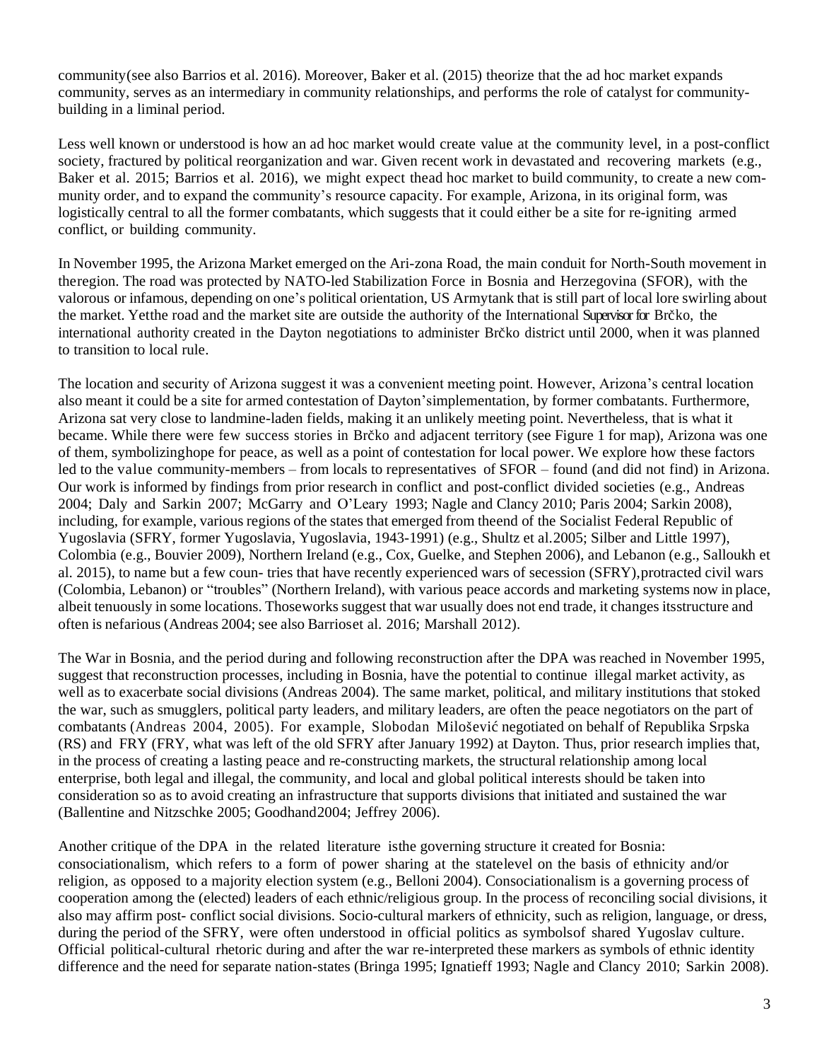community(see also Barrios et al. 2016). Moreover, Baker et al. (2015) theorize that the ad hoc market expands community, serves as an intermediary in community relationships, and performs the role of catalyst for community-building in a liminal period.

Less well known or understood is how an ad hoc market would create value at the community level, in a post-conflict society, fractured by political reorganization and war. Given recent work in devastated and recovering markets (e.g., Baker et al. 2015; Barrios et al. 2016), we might expect thead hoc market to build community, to create a new community order, and to expand the community's resource capacity. For example, Arizona, in its original form, was logistically central to all the former combatants, which suggests that it could either be a site for re-igniting armed conflict, or building community.

In November 1995, the Arizona Market emerged on the Ari-zona Road, the main conduit for North-South movement in theregion. The road was protected by NATO-led Stabilization Force in Bosnia and Herzegovina (SFOR), with the valorous or infamous, depending on one's political orientation, US Armytank that is still part of local lore swirling about the market. Yetthe road and the market site are outside the authority of the International Supervisor for Brčko, the international authority created in the Dayton negotiations to administer Brčko district until 2000, when it was planned to transition to local rule.

The location and security of Arizona suggest it was a convenient meeting point. However, Arizona's central location also meant it could be a site for armed contestation of Dayton'simplementation, by former combatants. Furthermore, Arizona sat very close to landmine-laden fields, making it an unlikely meeting point. Nevertheless, that is what it became. While there were few success stories in Brčko and adjacent territory (see Figure 1 for map), Arizona was one of them, symbolizinghope for peace, as well as a point of contestation for local power. We explore how these factors led to the value community-members – from locals to representatives of SFOR – found (and did not find) in Arizona. Our work is informed by findings from prior research in conflict and post-conflict divided societies (e.g., Andreas 2004; Daly and Sarkin 2007; McGarry and O'Leary 1993; Nagle and Clancy 2010; Paris 2004; Sarkin 2008), including, for example, various regions of the states that emerged from theend of the Socialist Federal Republic of Yugoslavia (SFRY, former Yugoslavia, Yugoslavia, 1943-1991) (e.g., Shultz et al.2005; Silber and Little 1997), Colombia (e.g., Bouvier 2009), Northern Ireland (e.g., Cox, Guelke, and Stephen 2006), and Lebanon (e.g., Salloukh et al. 2015), to name but a few coun- tries that have recently experienced wars of secession (SFRY),protracted civil wars (Colombia, Lebanon) or "troubles" (Northern Ireland), with various peace accords and marketing systems now in place, albeit tenuously in some locations. Thoseworks suggest that war usually does not end trade, it changes itsstructure and often is nefarious (Andreas 2004; see also Barrioset al. 2016; Marshall 2012).

The War in Bosnia, and the period during and following reconstruction after the DPA was reached in November 1995, suggest that reconstruction processes, including in Bosnia, have the potential to continue illegal market activity, as well as to exacerbate social divisions (Andreas 2004). The same market, political, and military institutions that stoked the war, such as smugglers, political party leaders, and military leaders, are often the peace negotiators on the part of combatants (Andreas 2004, 2005). For example, Slobodan Milošević negotiated on behalf of Republika Srpska (RS) and FRY (FRY, what was left of the old SFRY after January 1992) at Dayton. Thus, prior research implies that, in the process of creating a lasting peace and re-constructing markets, the structural relationship among local enterprise, both legal and illegal, the community, and local and global political interests should be taken into consideration so as to avoid creating an infrastructure that supports divisions that initiated and sustained the war (Ballentine and Nitzschke 2005; Goodhand2004; Jeffrey 2006).

Another critique of the DPA in the related literature isthe governing structure it created for Bosnia: consociationalism, which refers to a form of power sharing at the statelevel on the basis of ethnicity and/or religion, as opposed to a majority election system (e.g., Belloni 2004). Consociationalism is a governing process of cooperation among the (elected) leaders of each ethnic/religious group. In the process of reconciling social divisions, it also may affirm post- conflict social divisions. Socio-cultural markers of ethnicity, such as religion, language, or dress, during the period of the SFRY, were often understood in official politics as symbolsof shared Yugoslav culture. Official political-cultural rhetoric during and after the war re-interpreted these markers as symbols of ethnic identity difference and the need for separate nation-states (Bringa 1995; Ignatieff 1993; Nagle and Clancy 2010; Sarkin 2008).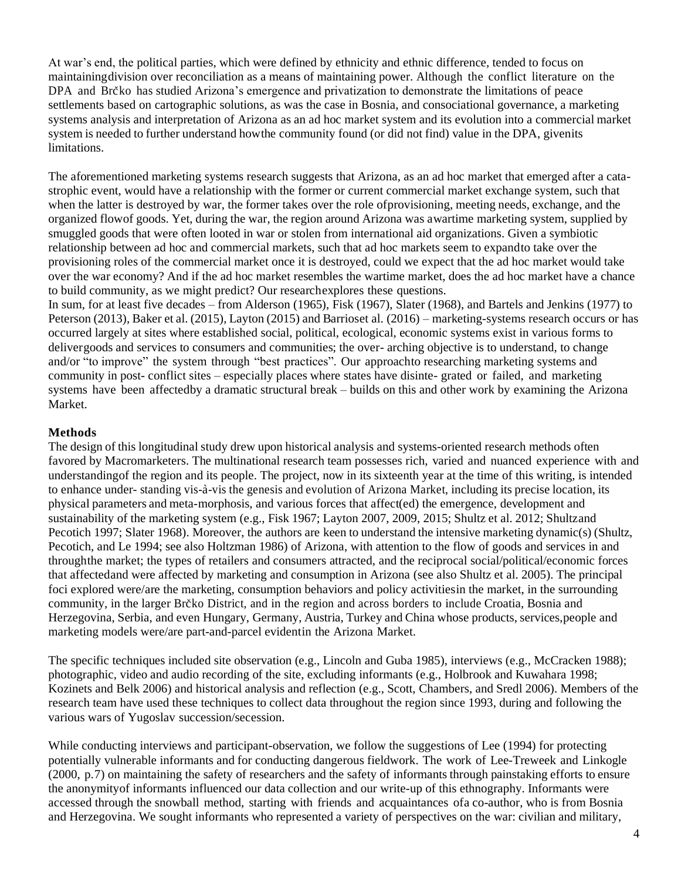At war's end, the political parties, which were defined by ethnicity and ethnic difference, tended to focus on maintaining division over reconciliation as a means of maintaining power. Although the conflict literature on the DPA and Brčko has studied Arizona's emergence and privatization to demonstrate the limitations of peace settlements based on cartographic solutions, as was the case in Bosnia, and consociational governance, a marketing systems analysis and interpretation of Arizona as an ad hoc market system and its evolution into a commercial market system is needed to further understand how the community found (or did not find) value in the DPA, given its limitations.

The aforementioned marketing systems research suggests that Arizona, as an ad hoc market that emerged after a catastrophic event, would have a relationship with the former or current commercial market exchange system, such that when the latter is destroyed by war, the former takes over the role of provisioning, meeting needs, exchange, and the organized flow of goods. Yet, during the war, the region around Arizona was a wartime marketing system, supplied by smuggled goods that were often looted in war or stolen from international aid organizations. Given a symbiotic relationship between ad hoc and commercial markets, such that ad hoc markets seem to expand to take over the provisioning roles of the commercial market once it is destroyed, could we expect that the ad hoc market would take over the war economy? And if the ad hoc market resembles the wartime market, does the ad hoc market have a chance to build community, as we might predict? Our research explores these questions.

In sum, for at least five decades – from Alderson (1965), Fisk (1967), Slater (1968), and Bartels and Jenkins (1977) to Peterson (2013), Baker et al. (2015), Layton (2015) and Barrios et al. (2016) – marketing-systems research occurs or has occurred largely at sites where established social, political, ecological, economic systems exist in various forms to deliver goods and services to consumers and communities; the over-arching objective is to understand, to change and/or "to improve" the system through "best practices". Our approach to researching marketing systems and community in post-conflict sites – especially places where states have disintegrated or failed, and marketing systems have been affected by a dramatic structural break – builds on this and other work by examining the Arizona Market.

### Methods

The design of this longitudinal study drew upon historical analysis and systems-oriented research methods often favored by Macromarketers. The multinational research team possesses rich, varied and nuanced experience with and understanding of the region and its people. The project, now in its sixteenth year at the time of this writing, is intended to enhance under-standing vis-à-vis the genesis and evolution of Arizona Market, including its precise location, its physical parameters and meta-morphosis, and various forces that affect(ed) the emergence, development and sustainability of the marketing system (e.g., Fisk 1967; Layton 2007, 2009, 2015; Shultz et al. 2012; Shultz and Pecotich 1997; Slater 1968). Moreover, the authors are keen to understand the intensive marketing dynamic(s) (Shultz, Pecotich, and Le 1994; see also Holtzman 1986) of Arizona, with attention to the flow of goods and services in and through the market; the types of retailers and consumers attracted, and the reciprocal social/political/economic forces that affected and were affected by marketing and consumption in Arizona (see also Shultz et al. 2005). The principal foci explored were/are the marketing, consumption behaviors and policy activities in the market, in the surrounding community, in the larger Brčko District, and in the region and across borders to include Croatia, Bosnia and Herzegovina, Serbia, and even Hungary, Germany, Austria, Turkey and China whose products, services, people and marketing models were/are part-and-parcel evident in the Arizona Market.

The specific techniques included site observation (e.g., Lincoln and Guba 1985), interviews (e.g., McCracken 1988); photographic, video and audio recording of the site, excluding informants (e.g., Holbrook and Kuwahara 1998; Kozinets and Belk 2006) and historical analysis and reflection (e.g., Scott, Chambers, and Sredl 2006). Members of the research team have used these techniques to collect data throughout the region since 1993, during and following the various wars of Yugoslav succession/secession.

While conducting interviews and participant-observation, we follow the suggestions of Lee (1994) for protecting potentially vulnerable informants and for conducting dangerous fieldwork. The work of Lee-Treweek and Linkogle (2000, p.7) on maintaining the safety of researchers and the safety of informants through painstaking efforts to ensure the anonymity of informants influenced our data collection and our write-up of this ethnography. Informants were accessed through the snowball method, starting with friends and acquaintances of a co-author, who is from Bosnia and Herzegovina. We sought informants who represented a variety of perspectives on the war: civilian and military,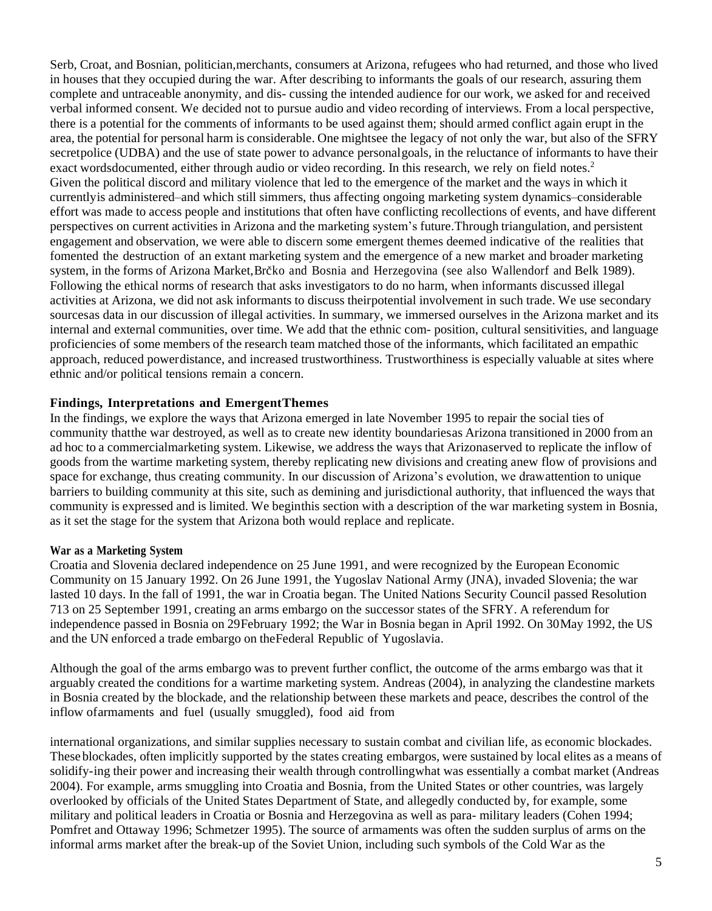Serb, Croat, and Bosnian, politician,merchants, consumers at Arizona, refugees who had returned, and those who lived in houses that they occupied during the war. After describing to informants the goals of our research, assuring them complete and untraceable anonymity, and dis- cussing the intended audience for our work, we asked for and received verbal informed consent. We decided not to pursue audio and video recording of interviews. From a local perspective, there is a potential for the comments of informants to be used against them; should armed conflict again erupt in the area, the potential for personal harm is considerable. One mightsee the legacy of not only the war, but also of the SFRY secretpolice (UDBA) and the use of state power to advance personalgoals, in the reluctance of informants to have their exact wordsdocumented, either through audio or video recording. In this research, we rely on field notes.[2]
Given the political discord and military violence that led to the emergence of the market and the ways in which it currentlyis administered–and which still simmers, thus affecting ongoing marketing system dynamics–considerable effort was made to access people and institutions that often have conflicting recollections of events, and have different perspectives on current activities in Arizona and the marketing system's future.Through triangulation, and persistent engagement and observation, we were able to discern some emergent themes deemed indicative of the realities that fomented the destruction of an extant marketing system and the emergence of a new market and broader marketing system, in the forms of Arizona Market,Brčko and Bosnia and Herzegovina (see also Wallendorf and Belk 1989). Following the ethical norms of research that asks investigators to do no harm, when informants discussed illegal activities at Arizona, we did not ask informants to discuss theirpotential involvement in such trade. We use secondary sourcesas data in our discussion of illegal activities. In summary, we immersed ourselves in the Arizona market and its internal and external communities, over time. We add that the ethnic com- position, cultural sensitivities, and language proficiencies of some members of the research team matched those of the informants, which facilitated an empathic approach, reduced powerdistance, and increased trustworthiness. Trustworthiness is especially valuable at sites where ethnic and/or political tensions remain a concern.

## Findings, Interpretations and EmergentThemes

In the findings, we explore the ways that Arizona emerged in late November 1995 to repair the social ties of community thatthe war destroyed, as well as to create new identity boundariesas Arizona transitioned in 2000 from an ad hoc to a commercialmarketing system. Likewise, we address the ways that Arizonaserved to replicate the inflow of goods from the wartime marketing system, thereby replicating new divisions and creating anew flow of provisions and space for exchange, thus creating community. In our discussion of Arizona's evolution, we drawattention to unique barriers to building community at this site, such as demining and jurisdictional authority, that influenced the ways that community is expressed and is limited. We beginthis section with a description of the war marketing system in Bosnia, as it set the stage for the system that Arizona both would replace and replicate.

### War as a Marketing System

Croatia and Slovenia declared independence on 25 June 1991, and were recognized by the European Economic Community on 15 January 1992. On 26 June 1991, the Yugoslav National Army (JNA), invaded Slovenia; the war lasted 10 days. In the fall of 1991, the war in Croatia began. The United Nations Security Council passed Resolution 713 on 25 September 1991, creating an arms embargo on the successor states of the SFRY. A referendum for independence passed in Bosnia on 29February 1992; the War in Bosnia began in April 1992. On 30May 1992, the US and the UN enforced a trade embargo on theFederal Republic of Yugoslavia.

Although the goal of the arms embargo was to prevent further conflict, the outcome of the arms embargo was that it arguably created the conditions for a wartime marketing system. Andreas (2004), in analyzing the clandestine markets in Bosnia created by the blockade, and the relationship between these markets and peace, describes the control of the inflow ofarmaments and fuel (usually smuggled), food aid from international organizations, and similar supplies necessary to sustain combat and civilian life, as economic blockades. These blockades, often implicitly supported by the states creating embargos, were sustained by local elites as a means of solidify-ing their power and increasing their wealth through controllingwhat was essentially a combat market (Andreas 2004). For example, arms smuggling into Croatia and Bosnia, from the United States or other countries, was largely overlooked by officials of the United States Department of State, and allegedly conducted by, for example, some military and political leaders in Croatia or Bosnia and Herzegovina as well as para- military leaders (Cohen 1994; Pomfret and Ottaway 1996; Schmetzer 1995). The source of armaments was often the sudden surplus of arms on the informal arms market after the break-up of the Soviet Union, including such symbols of the Cold War as the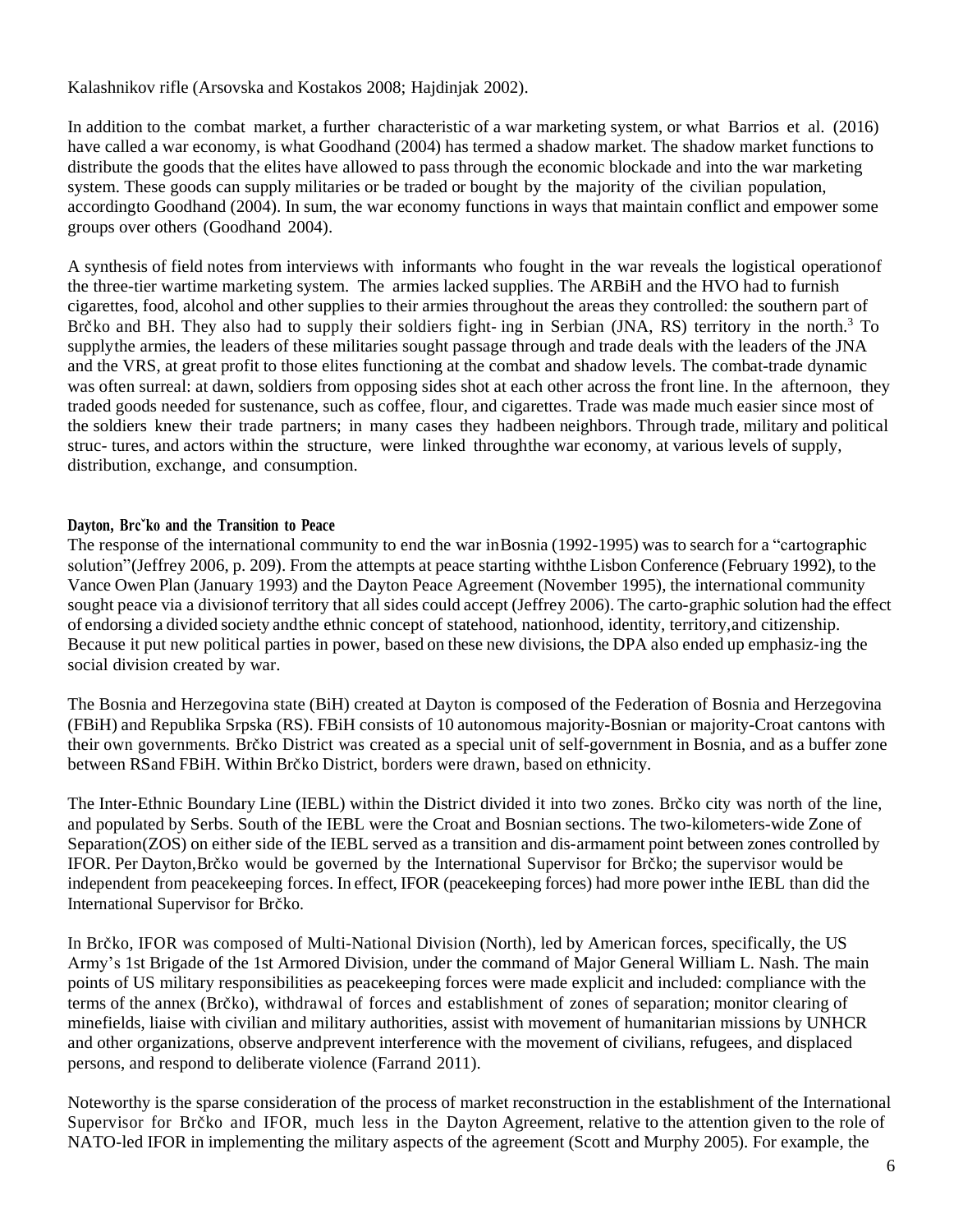Kalashnikov rifle (Arsovska and Kostakos 2008; Hajdinjak 2002).

In addition to the combat market, a further characteristic of a war marketing system, or what Barrios et al. (2016) have called a war economy, is what Goodhand (2004) has termed a shadow market. The shadow market functions to distribute the goods that the elites have allowed to pass through the economic blockade and into the war marketing system. These goods can supply militaries or be traded or bought by the majority of the civilian population, accordingto Goodhand (2004). In sum, the war economy functions in ways that maintain conflict and empower some groups over others (Goodhand 2004).

A synthesis of field notes from interviews with informants who fought in the war reveals the logistical operationof the three-tier wartime marketing system. The armies lacked supplies. The ARBiH and the HVO had to furnish cigarettes, food, alcohol and other supplies to their armies throughout the areas they controlled: the southern part of Brčko and BH. They also had to supply their soldiers fight- ing in Serbian (JNA, RS) territory in the north.[3] To supplythe armies, the leaders of these militaries sought passage through and trade deals with the leaders of the JNA and the VRS, at great profit to those elites functioning at the combat and shadow levels. The combat-trade dynamic was often surreal: at dawn, soldiers from opposing sides shot at each other across the front line. In the afternoon, they traded goods needed for sustenance, such as coffee, flour, and cigarettes. Trade was made much easier since most of the soldiers knew their trade partners; in many cases they hadbeen neighbors. Through trade, military and political struc- tures, and actors within the structure, were linked throughthe war economy, at various levels of supply, distribution, exchange, and consumption.

### Dayton, Brčko and the Transition to Peace

The response of the international community to end the war inBosnia (1992-1995) was to search for a "cartographic solution"(Jeffrey 2006, p. 209). From the attempts at peace starting withthe Lisbon Conference (February 1992), to the Vance Owen Plan (January 1993) and the Dayton Peace Agreement (November 1995), the international community sought peace via a divisionof territory that all sides could accept (Jeffrey 2006). The carto-graphic solution had the effect of endorsing a divided society andthe ethnic concept of statehood, nationhood, identity, territory,and citizenship. Because it put new political parties in power, based on these new divisions, the DPA also ended up emphasiz-ing the social division created by war.

The Bosnia and Herzegovina state (BiH) created at Dayton is composed of the Federation of Bosnia and Herzegovina (FBiH) and Republika Srpska (RS). FBiH consists of 10 autonomous majority-Bosnian or majority-Croat cantons with their own governments. Brčko District was created as a special unit of self-government in Bosnia, and as a buffer zone between RSand FBiH. Within Brčko District, borders were drawn, based on ethnicity.

The Inter-Ethnic Boundary Line (IEBL) within the District divided it into two zones. Brčko city was north of the line, and populated by Serbs. South of the IEBL were the Croat and Bosnian sections. The two-kilometers-wide Zone of Separation(ZOS) on either side of the IEBL served as a transition and dis-armament point between zones controlled by IFOR. Per Dayton,Brčko would be governed by the International Supervisor for Brčko; the supervisor would be independent from peacekeeping forces. In effect, IFOR (peacekeeping forces) had more power inthe IEBL than did the International Supervisor for Brčko.

In Brčko, IFOR was composed of Multi-National Division (North), led by American forces, specifically, the US Army's 1st Brigade of the 1st Armored Division, under the command of Major General William L. Nash. The main points of US military responsibilities as peacekeeping forces were made explicit and included: compliance with the terms of the annex (Brčko), withdrawal of forces and establishment of zones of separation; monitor clearing of minefields, liaise with civilian and military authorities, assist with movement of humanitarian missions by UNHCR and other organizations, observe andprevent interference with the movement of civilians, refugees, and displaced persons, and respond to deliberate violence (Farrand 2011).

Noteworthy is the sparse consideration of the process of market reconstruction in the establishment of the International Supervisor for Brčko and IFOR, much less in the Dayton Agreement, relative to the attention given to the role of NATO-led IFOR in implementing the military aspects of the agreement (Scott and Murphy 2005). For example, the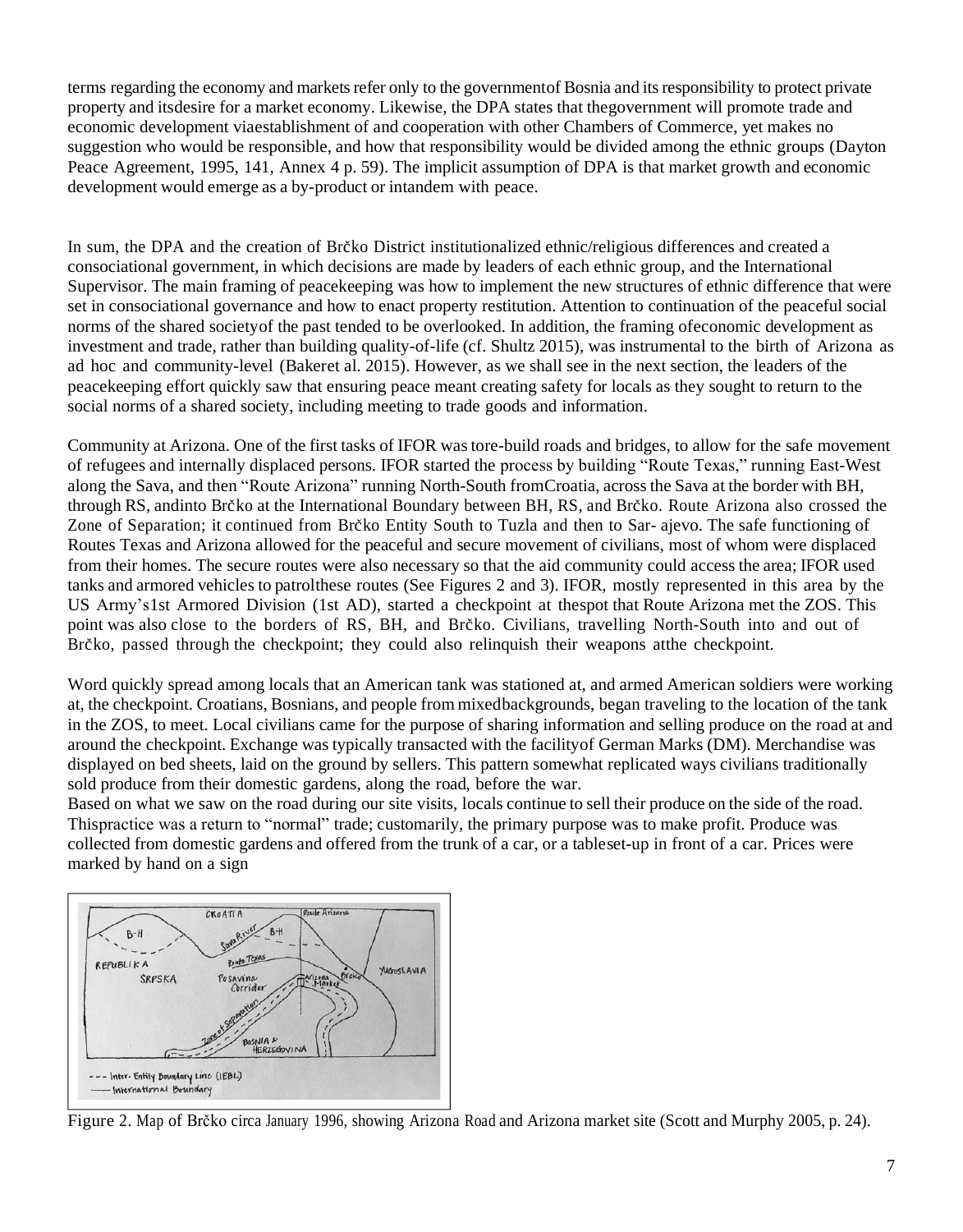terms regarding the economy and markets refer only to the governmentof Bosnia and its responsibility to protect private property and itsdesire for a market economy. Likewise, the DPA states that thegovernment will promote trade and economic development viaestablishment of and cooperation with other Chambers of Commerce, yet makes no suggestion who would be responsible, and how that responsibility would be divided among the ethnic groups (Dayton Peace Agreement, 1995, 141, Annex 4 p. 59). The implicit assumption of DPA is that market growth and economic development would emerge as a by-product or intandem with peace.

In sum, the DPA and the creation of Brčko District institutionalized ethnic/religious differences and created a consociational government, in which decisions are made by leaders of each ethnic group, and the International Supervisor. The main framing of peacekeeping was how to implement the new structures of ethnic difference that were set in consociational governance and how to enact property restitution. Attention to continuation of the peaceful social norms of the shared societyof the past tended to be overlooked. In addition, the framing ofeconomic development as investment and trade, rather than building quality-of-life (cf. Shultz 2015), was instrumental to the birth of Arizona as ad hoc and community-level (Bakeret al. 2015). However, as we shall see in the next section, the leaders of the peacekeeping effort quickly saw that ensuring peace meant creating safety for locals as they sought to return to the social norms of a shared society, including meeting to trade goods and information.

Community at Arizona. One of the first tasks of IFOR was tore-build roads and bridges, to allow for the safe movement of refugees and internally displaced persons. IFOR started the process by building "Route Texas," running East-West along the Sava, and then "Route Arizona" running North-South fromCroatia, across the Sava at the border with BH, through RS, andinto Brčko at the International Boundary between BH, RS, and Brčko. Route Arizona also crossed the Zone of Separation; it continued from Brčko Entity South to Tuzla and then to Sar- ajevo. The safe functioning of Routes Texas and Arizona allowed for the peaceful and secure movement of civilians, most of whom were displaced from their homes. The secure routes were also necessary so that the aid community could access the area; IFOR used tanks and armored vehicles to patrolthese routes (See Figures 2 and 3). IFOR, mostly represented in this area by the US Army's1st Armored Division (1st AD), started a checkpoint at thespot that Route Arizona met the ZOS. This point was also close to the borders of RS, BH, and Brčko. Civilians, travelling North-South into and out of Brčko, passed through the checkpoint; they could also relinquish their weapons atthe checkpoint.

Word quickly spread among locals that an American tank was stationed at, and armed American soldiers were working at, the checkpoint. Croatians, Bosnians, and people from mixedbackgrounds, began traveling to the location of the tank in the ZOS, to meet. Local civilians came for the purpose of sharing information and selling produce on the road at and around the checkpoint. Exchange was typically transacted with the facilityof German Marks (DM). Merchandise was displayed on bed sheets, laid on the ground by sellers. This pattern somewhat replicated ways civilians traditionally sold produce from their domestic gardens, along the road, before the war.

Based on what we saw on the road during our site visits, locals continue to sell their produce on the side of the road. Thispractice was a return to "normal" trade; customarily, the primary purpose was to make profit. Produce was collected from domestic gardens and offered from the trunk of a car, or a tableset-up in front of a car. Prices were marked by hand on a sign

Figure 2. Map of Brčko circa January 1996, showing Arizona Road and Arizona market site (Scott and Murphy 2005, p. 24).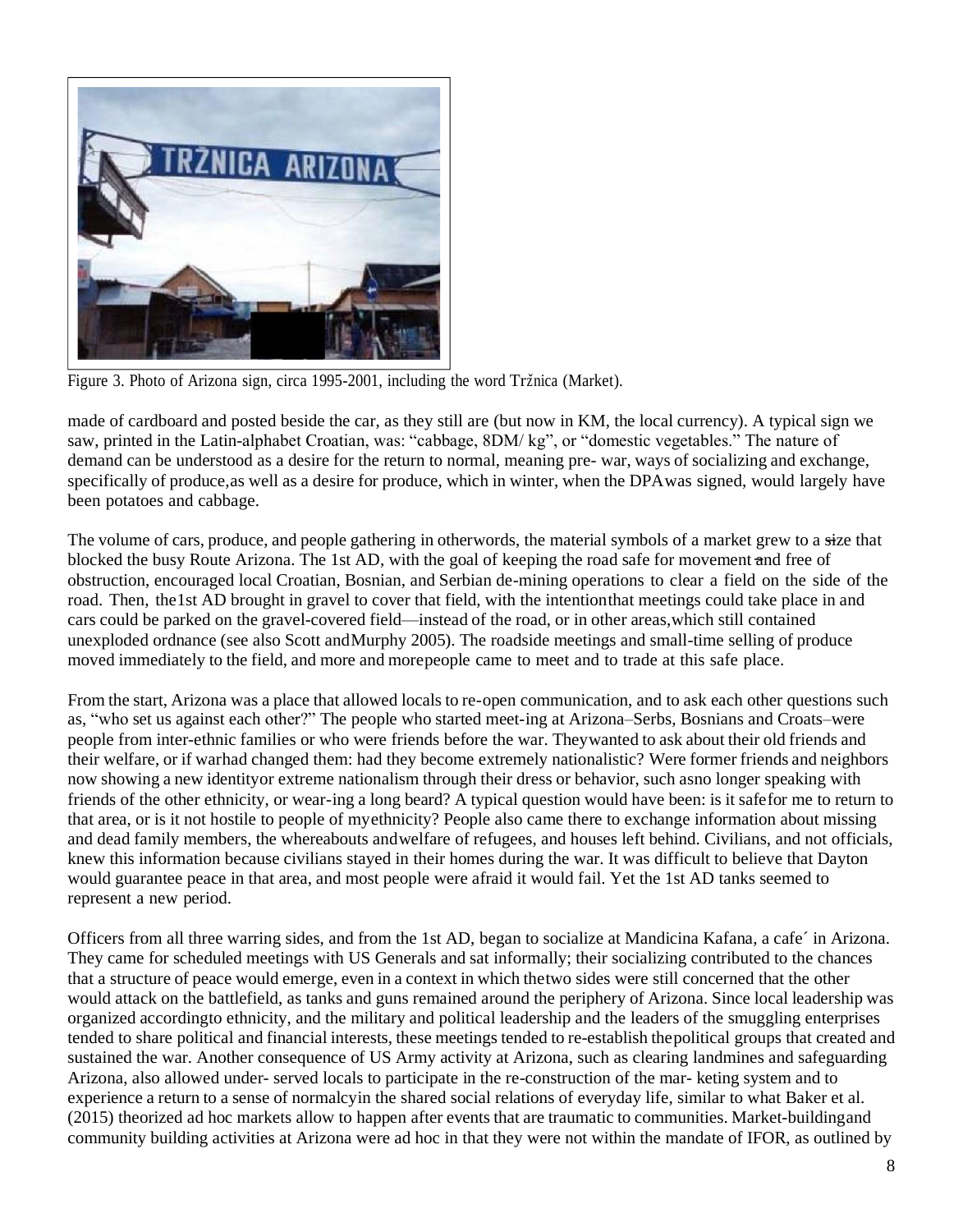Figure 3. Photo of Arizona sign, circa 1995-2001, including the word Tržnica (Market).

made of cardboard and posted beside the car, as they still are (but now in KM, the local currency). A typical sign we saw, printed in the Latin-alphabet Croatian, was: "cabbage, 8DM/ kg", or "domestic vegetables." The nature of demand can be understood as a desire for the return to normal, meaning pre- war, ways of socializing and exchange, specifically of produce, as well as a desire for produce, which in winter, when the DPA was signed, would largely have been potatoes and cabbage.

The volume of cars, produce, and people gathering in other words, the material symbols of a market grew to a size that blocked the busy Route Arizona. The 1st AD, with the goal of keeping the road safe for movement and free of obstruction, encouraged local Croatian, Bosnian, and Serbian de-mining operations to clear a field on the side of the road. Then, the 1st AD brought in gravel to cover that field, with the intention that meetings could take place in and cars could be parked on the gravel-covered field—instead of the road, or in other areas, which still contained unexploded ordnance (see also Scott and Murphy 2005). The roadside meetings and small-time selling of produce moved immediately to the field, and more and more people came to meet and to trade at this safe place.

From the start, Arizona was a place that allowed locals to re-open communication, and to ask each other questions such as, "who set us against each other?" The people who started meet-ing at Arizona–Serbs, Bosnians and Croats–were people from inter-ethnic families or who were friends before the war. They wanted to ask about their old friends and their welfare, or if war had changed them: had they become extremely nationalistic? Were former friends and neighbors now showing a new identity or extreme nationalism through their dress or behavior, such as no longer speaking with friends of the other ethnicity, or wear-ing a long beard? A typical question would have been: is it safe for me to return to that area, or is it not hostile to people of my ethnicity? People also came there to exchange information about missing and dead family members, the whereabouts and welfare of refugees, and houses left behind. Civilians, and not officials, knew this information because civilians stayed in their homes during the war. It was difficult to believe that Dayton would guarantee peace in that area, and most people were afraid it would fail. Yet the 1st AD tanks seemed to represent a new period.

Officers from all three warring sides, and from the 1st AD, began to socialize at Mandicina Kafana, a cafe´ in Arizona. They came for scheduled meetings with US Generals and sat informally; their socializing contributed to the chances that a structure of peace would emerge, even in a context in which the two sides were still concerned that the other would attack on the battlefield, as tanks and guns remained around the periphery of Arizona. Since local leadership was organized according to ethnicity, and the military and political leadership and the leaders of the smuggling enterprises tended to share political and financial interests, these meetings tended to re-establish the political groups that created and sustained the war. Another consequence of US Army activity at Arizona, such as clearing landmines and safeguarding Arizona, also allowed under- served locals to participate in the re-construction of the mar- keting system and to experience a return to a sense of normalcy in the shared social relations of everyday life, similar to what Baker et al. (2015) theorized ad hoc markets allow to happen after events that are traumatic to communities. Market-building and community building activities at Arizona were ad hoc in that they were not within the mandate of IFOR, as outlined by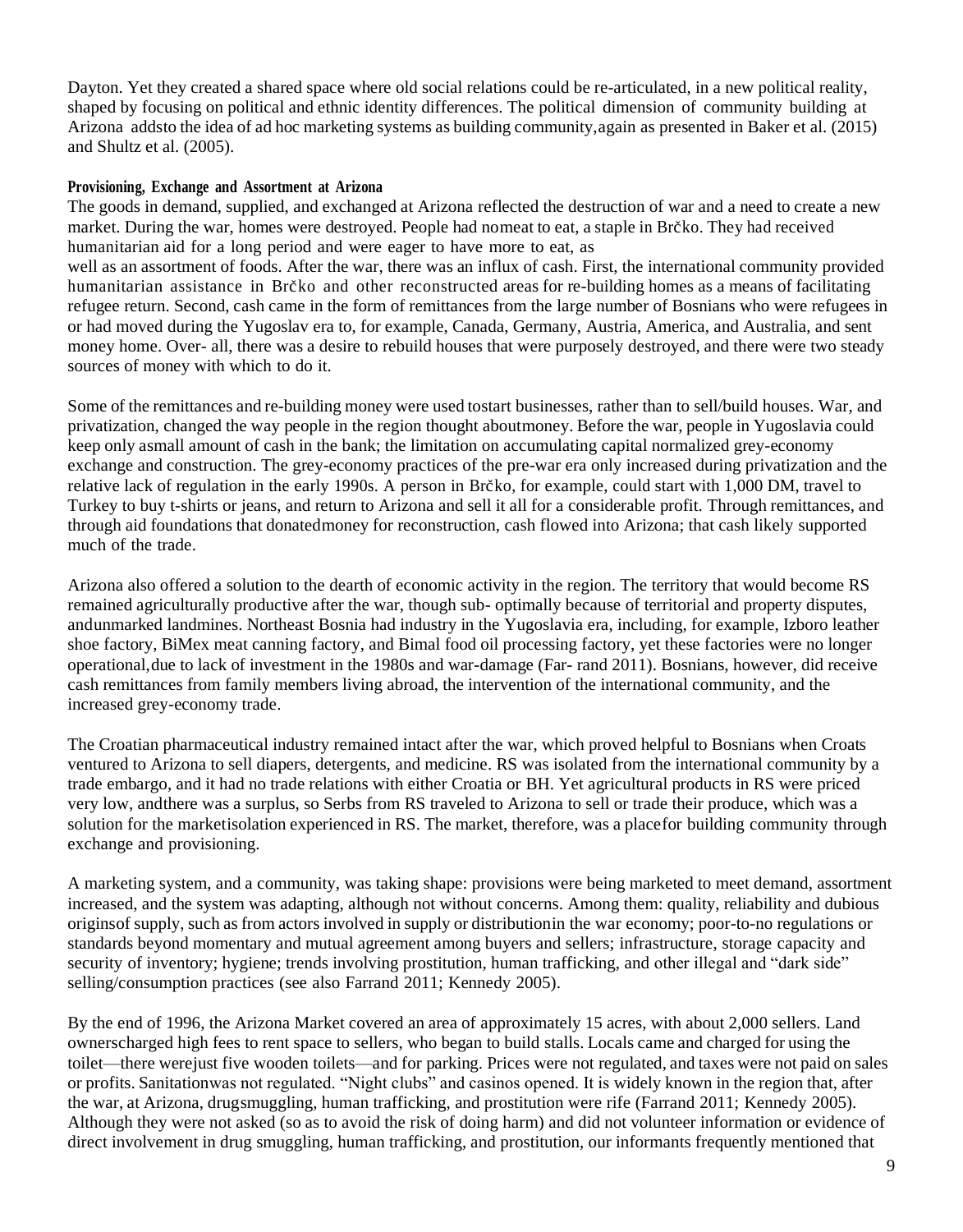Dayton. Yet they created a shared space where old social relations could be re-articulated, in a new political reality, shaped by focusing on political and ethnic identity differences. The political dimension of community building at Arizona addsto the idea of ad hoc marketing systems as building community,again as presented in Baker et al. (2015) and Shultz et al. (2005).

#### Provisioning, Exchange and Assortment at Arizona

The goods in demand, supplied, and exchanged at Arizona reflected the destruction of war and a need to create a new market. During the war, homes were destroyed. People had nomeat to eat, a staple in Brčko. They had received humanitarian aid for a long period and were eager to have more to eat, as well as an assortment of foods. After the war, there was an influx of cash. First, the international community provided humanitarian assistance in Brčko and other reconstructed areas for re-building homes as a means of facilitating refugee return. Second, cash came in the form of remittances from the large number of Bosnians who were refugees in or had moved during the Yugoslav era to, for example, Canada, Germany, Austria, America, and Australia, and sent money home. Over- all, there was a desire to rebuild houses that were purposely destroyed, and there were two steady sources of money with which to do it.

Some of the remittances and re-building money were used tostart businesses, rather than to sell/build houses. War, and privatization, changed the way people in the region thought aboutmoney. Before the war, people in Yugoslavia could keep only asmall amount of cash in the bank; the limitation on accumulating capital normalized grey-economy exchange and construction. The grey-economy practices of the pre-war era only increased during privatization and the relative lack of regulation in the early 1990s. A person in Brčko, for example, could start with 1,000 DM, travel to Turkey to buy t-shirts or jeans, and return to Arizona and sell it all for a considerable profit. Through remittances, and through aid foundations that donatedmoney for reconstruction, cash flowed into Arizona; that cash likely supported much of the trade.

Arizona also offered a solution to the dearth of economic activity in the region. The territory that would become RS remained agriculturally productive after the war, though sub- optimally because of territorial and property disputes, andunmarked landmines. Northeast Bosnia had industry in the Yugoslavia era, including, for example, Izboro leather shoe factory, BiMex meat canning factory, and Bimal food oil processing factory, yet these factories were no longer operational,due to lack of investment in the 1980s and war-damage (Far- rand 2011). Bosnians, however, did receive cash remittances from family members living abroad, the intervention of the international community, and the increased grey-economy trade.

The Croatian pharmaceutical industry remained intact after the war, which proved helpful to Bosnians when Croats ventured to Arizona to sell diapers, detergents, and medicine. RS was isolated from the international community by a trade embargo, and it had no trade relations with either Croatia or BH. Yet agricultural products in RS were priced very low, andthere was a surplus, so Serbs from RS traveled to Arizona to sell or trade their produce, which was a solution for the marketisolation experienced in RS. The market, therefore, was a placefor building community through exchange and provisioning.

A marketing system, and a community, was taking shape: provisions were being marketed to meet demand, assortment increased, and the system was adapting, although not without concerns. Among them: quality, reliability and dubious originsof supply, such as from actors involved in supply or distributionin the war economy; poor-to-no regulations or standards beyond momentary and mutual agreement among buyers and sellers; infrastructure, storage capacity and security of inventory; hygiene; trends involving prostitution, human trafficking, and other illegal and "dark side" selling/consumption practices (see also Farrand 2011; Kennedy 2005).

By the end of 1996, the Arizona Market covered an area of approximately 15 acres, with about 2,000 sellers. Land ownerscharged high fees to rent space to sellers, who began to build stalls. Locals came and charged for using the toilet—there werejust five wooden toilets—and for parking. Prices were not regulated, and taxes were not paid on sales or profits. Sanitationwas not regulated. "Night clubs" and casinos opened. It is widely known in the region that, after the war, at Arizona, drugsmuggling, human trafficking, and prostitution were rife (Farrand 2011; Kennedy 2005). Although they were not asked (so as to avoid the risk of doing harm) and did not volunteer information or evidence of direct involvement in drug smuggling, human trafficking, and prostitution, our informants frequently mentioned that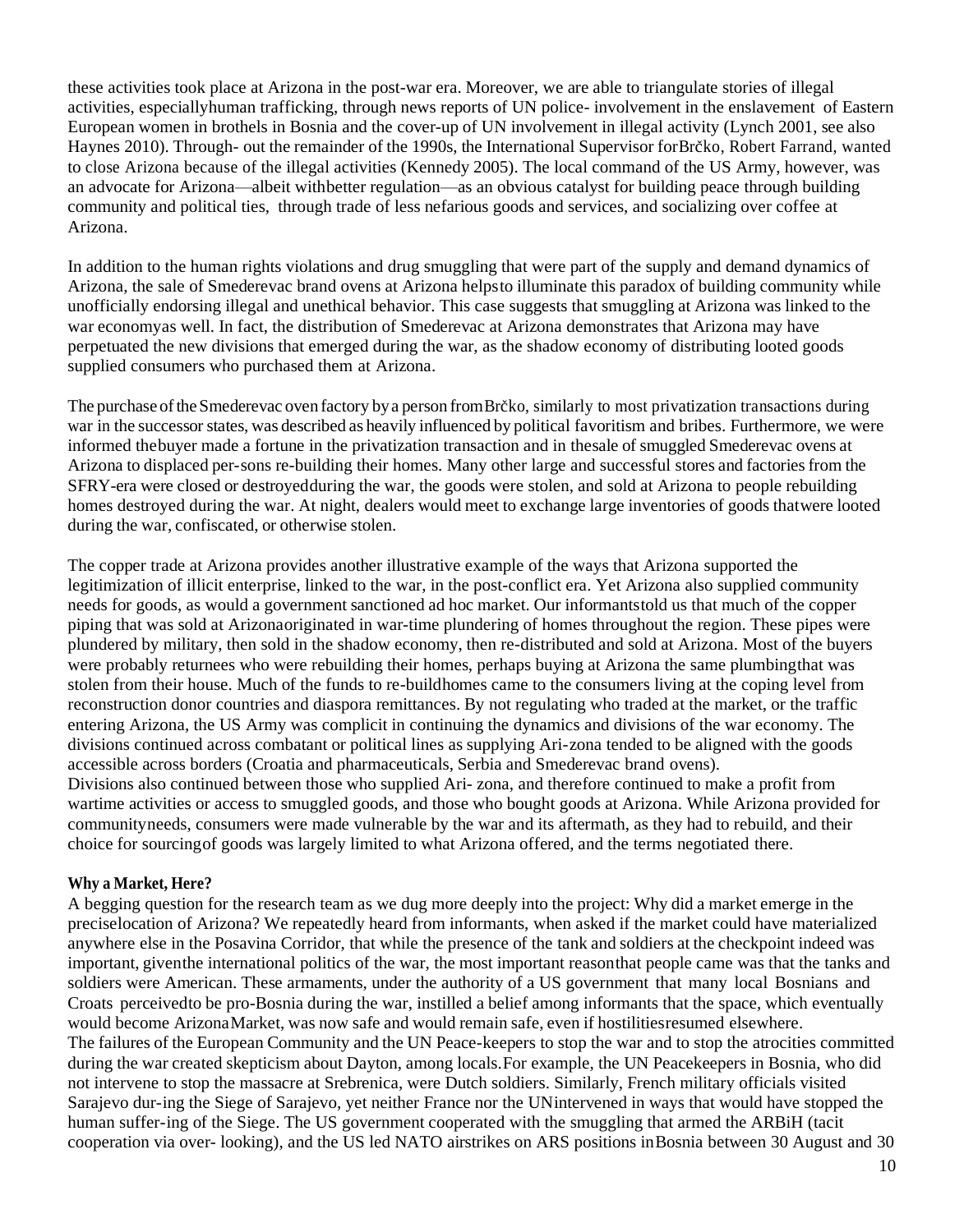these activities took place at Arizona in the post-war era. Moreover, we are able to triangulate stories of illegal activities, especially human trafficking, through news reports of UN police- involvement in the enslavement of Eastern European women in brothels in Bosnia and the cover-up of UN involvement in illegal activity (Lynch 2001, see also Haynes 2010). Through- out the remainder of the 1990s, the International Supervisor for Brčko, Robert Farrand, wanted to close Arizona because of the illegal activities (Kennedy 2005). The local command of the US Army, however, was an advocate for Arizona—albeit with better regulation—as an obvious catalyst for building peace through building community and political ties, through trade of less nefarious goods and services, and socializing over coffee at Arizona.

In addition to the human rights violations and drug smuggling that were part of the supply and demand dynamics of Arizona, the sale of Smederevac brand ovens at Arizona helps to illuminate this paradox of building community while unofficially endorsing illegal and unethical behavior. This case suggests that smuggling at Arizona was linked to the war economy as well. In fact, the distribution of Smederevac at Arizona demonstrates that Arizona may have perpetuated the new divisions that emerged during the war, as the shadow economy of distributing looted goods supplied consumers who purchased them at Arizona.

The purchase of the Smederevac oven factory by a person from Brčko, similarly to most privatization transactions during war in the successor states, was described as heavily influenced by political favoritism and bribes. Furthermore, we were informed the buyer made a fortune in the privatization transaction and in the sale of smuggled Smederevac ovens at Arizona to displaced per-sons re-building their homes. Many other large and successful stores and factories from the SFRY-era were closed or destroyed during the war, the goods were stolen, and sold at Arizona to people rebuilding homes destroyed during the war. At night, dealers would meet to exchange large inventories of goods that were looted during the war, confiscated, or otherwise stolen.

The copper trade at Arizona provides another illustrative example of the ways that Arizona supported the legitimization of illicit enterprise, linked to the war, in the post-conflict era. Yet Arizona also supplied community needs for goods, as would a government sanctioned ad hoc market. Our informants told us that much of the copper piping that was sold at Arizona originated in war-time plundering of homes throughout the region. These pipes were plundered by military, then sold in the shadow economy, then re-distributed and sold at Arizona. Most of the buyers were probably returnees who were rebuilding their homes, perhaps buying at Arizona the same plumbing that was stolen from their house. Much of the funds to re-build homes came to the consumers living at the coping level from reconstruction donor countries and diaspora remittances. By not regulating who traded at the market, or the traffic entering Arizona, the US Army was complicit in continuing the dynamics and divisions of the war economy. The divisions continued across combatant or political lines as supplying Ari-zona tended to be aligned with the goods accessible across borders (Croatia and pharmaceuticals, Serbia and Smederevac brand ovens).
Divisions also continued between those who supplied Ari- zona, and therefore continued to make a profit from wartime activities or access to smuggled goods, and those who bought goods at Arizona. While Arizona provided for community needs, consumers were made vulnerable by the war and its aftermath, as they had to rebuild, and their choice for sourcing of goods was largely limited to what Arizona offered, and the terms negotiated there.

**Why a Market, Here?**

A begging question for the research team as we dug more deeply into the project: Why did a market emerge in the precise location of Arizona? We repeatedly heard from informants, when asked if the market could have materialized anywhere else in the Posavina Corridor, that while the presence of the tank and soldiers at the checkpoint indeed was important, given the international politics of the war, the most important reason that people came was that the tanks and soldiers were American. These armaments, under the authority of a US government that many local Bosnians and Croats perceived to be pro-Bosnia during the war, instilled a belief among informants that the space, which eventually would become Arizona Market, was now safe and would remain safe, even if hostilities resumed elsewhere.
The failures of the European Community and the UN Peace-keepers to stop the war and to stop the atrocities committed during the war created skepticism about Dayton, among locals. For example, the UN Peacekeepers in Bosnia, who did not intervene to stop the massacre at Srebrenica, were Dutch soldiers. Similarly, French military officials visited Sarajevo dur-ing the Siege of Sarajevo, yet neither France nor the UN intervened in ways that would have stopped the human suffer-ing of the Siege. The US government cooperated with the smuggling that armed the ARBiH (tacit cooperation via over- looking), and the US led NATO airstrikes on ARS positions in Bosnia between 30 August and 30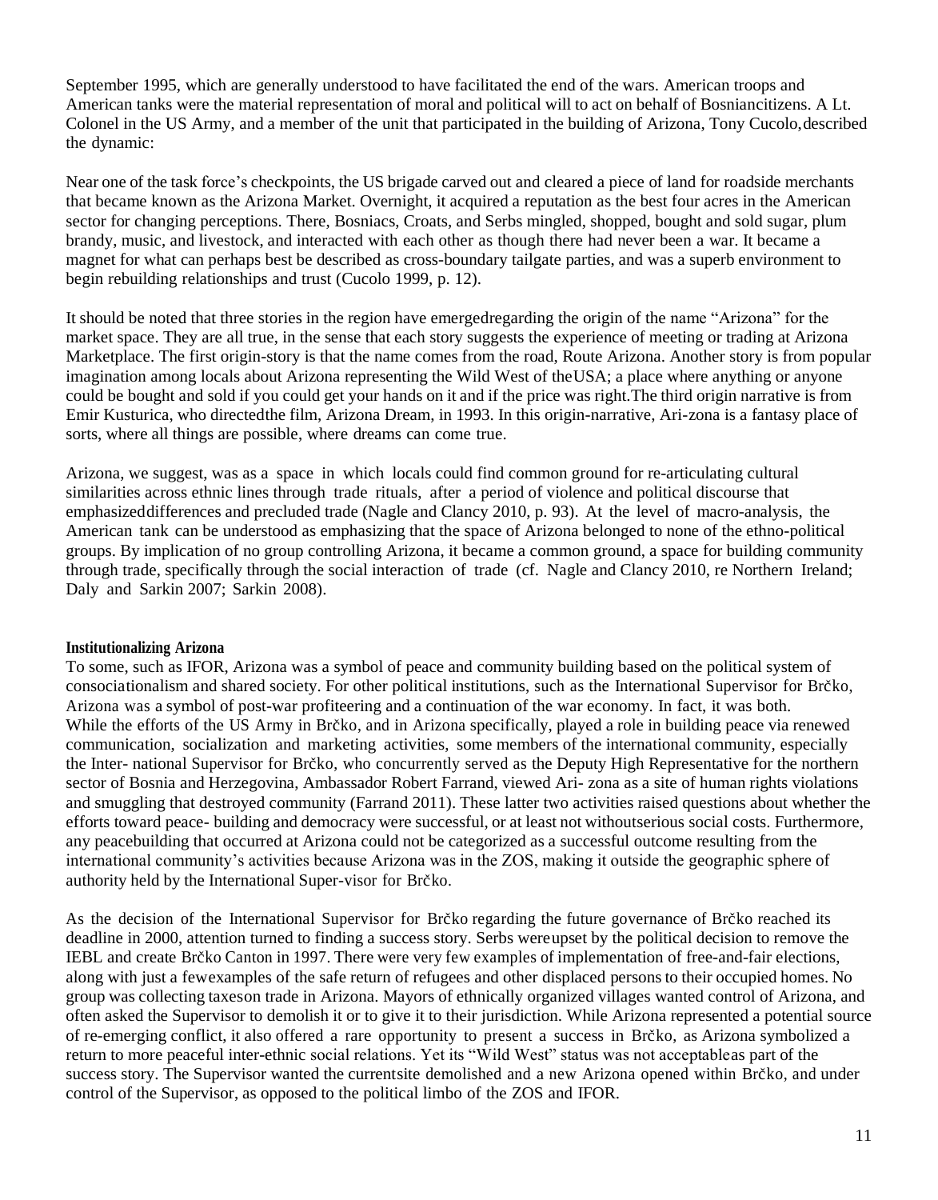September 1995, which are generally understood to have facilitated the end of the wars. American troops and American tanks were the material representation of moral and political will to act on behalf of Bosniancitizens. A Lt. Colonel in the US Army, and a member of the unit that participated in the building of Arizona, Tony Cucolo,described the dynamic:

Near one of the task force's checkpoints, the US brigade carved out and cleared a piece of land for roadside merchants that became known as the Arizona Market. Overnight, it acquired a reputation as the best four acres in the American sector for changing perceptions. There, Bosniacs, Croats, and Serbs mingled, shopped, bought and sold sugar, plum brandy, music, and livestock, and interacted with each other as though there had never been a war. It became a magnet for what can perhaps best be described as cross-boundary tailgate parties, and was a superb environment to begin rebuilding relationships and trust (Cucolo 1999, p. 12).

It should be noted that three stories in the region have emergedregarding the origin of the name "Arizona" for the market space. They are all true, in the sense that each story suggests the experience of meeting or trading at Arizona Marketplace. The first origin-story is that the name comes from the road, Route Arizona. Another story is from popular imagination among locals about Arizona representing the Wild West of theUSA; a place where anything or anyone could be bought and sold if you could get your hands on it and if the price was right.The third origin narrative is from Emir Kusturica, who directedthe film, Arizona Dream, in 1993. In this origin-narrative, Ari-zona is a fantasy place of sorts, where all things are possible, where dreams can come true.

Arizona, we suggest, was as a space in which locals could find common ground for re-articulating cultural similarities across ethnic lines through trade rituals, after a period of violence and political discourse that emphasizeddifferences and precluded trade (Nagle and Clancy 2010, p. 93). At the level of macro-analysis, the American tank can be understood as emphasizing that the space of Arizona belonged to none of the ethno-political groups. By implication of no group controlling Arizona, it became a common ground, a space for building community through trade, specifically through the social interaction of trade (cf. Nagle and Clancy 2010, re Northern Ireland; Daly and Sarkin 2007; Sarkin 2008).

#### Institutionalizing Arizona

To some, such as IFOR, Arizona was a symbol of peace and community building based on the political system of consociationalism and shared society. For other political institutions, such as the International Supervisor for Brčko, Arizona was a symbol of post-war profiteering and a continuation of the war economy. In fact, it was both. While the efforts of the US Army in Brčko, and in Arizona specifically, played a role in building peace via renewed communication, socialization and marketing activities, some members of the international community, especially the Inter- national Supervisor for Brčko, who concurrently served as the Deputy High Representative for the northern sector of Bosnia and Herzegovina, Ambassador Robert Farrand, viewed Ari- zona as a site of human rights violations and smuggling that destroyed community (Farrand 2011). These latter two activities raised questions about whether the efforts toward peace- building and democracy were successful, or at least not withoutserious social costs. Furthermore, any peacebuilding that occurred at Arizona could not be categorized as a successful outcome resulting from the international community's activities because Arizona was in the ZOS, making it outside the geographic sphere of authority held by the International Super-visor for Brčko.

As the decision of the International Supervisor for Brčko regarding the future governance of Brčko reached its deadline in 2000, attention turned to finding a success story. Serbs wereupset by the political decision to remove the IEBL and create Brčko Canton in 1997. There were very few examples of implementation of free-and-fair elections, along with just a fewexamples of the safe return of refugees and other displaced persons to their occupied homes. No group was collecting taxeson trade in Arizona. Mayors of ethnically organized villages wanted control of Arizona, and often asked the Supervisor to demolish it or to give it to their jurisdiction. While Arizona represented a potential source of re-emerging conflict, it also offered a rare opportunity to present a success in Brčko, as Arizona symbolized a return to more peaceful inter-ethnic social relations. Yet its "Wild West" status was not acceptableas part of the success story. The Supervisor wanted the currentsite demolished and a new Arizona opened within Brčko, and under control of the Supervisor, as opposed to the political limbo of the ZOS and IFOR.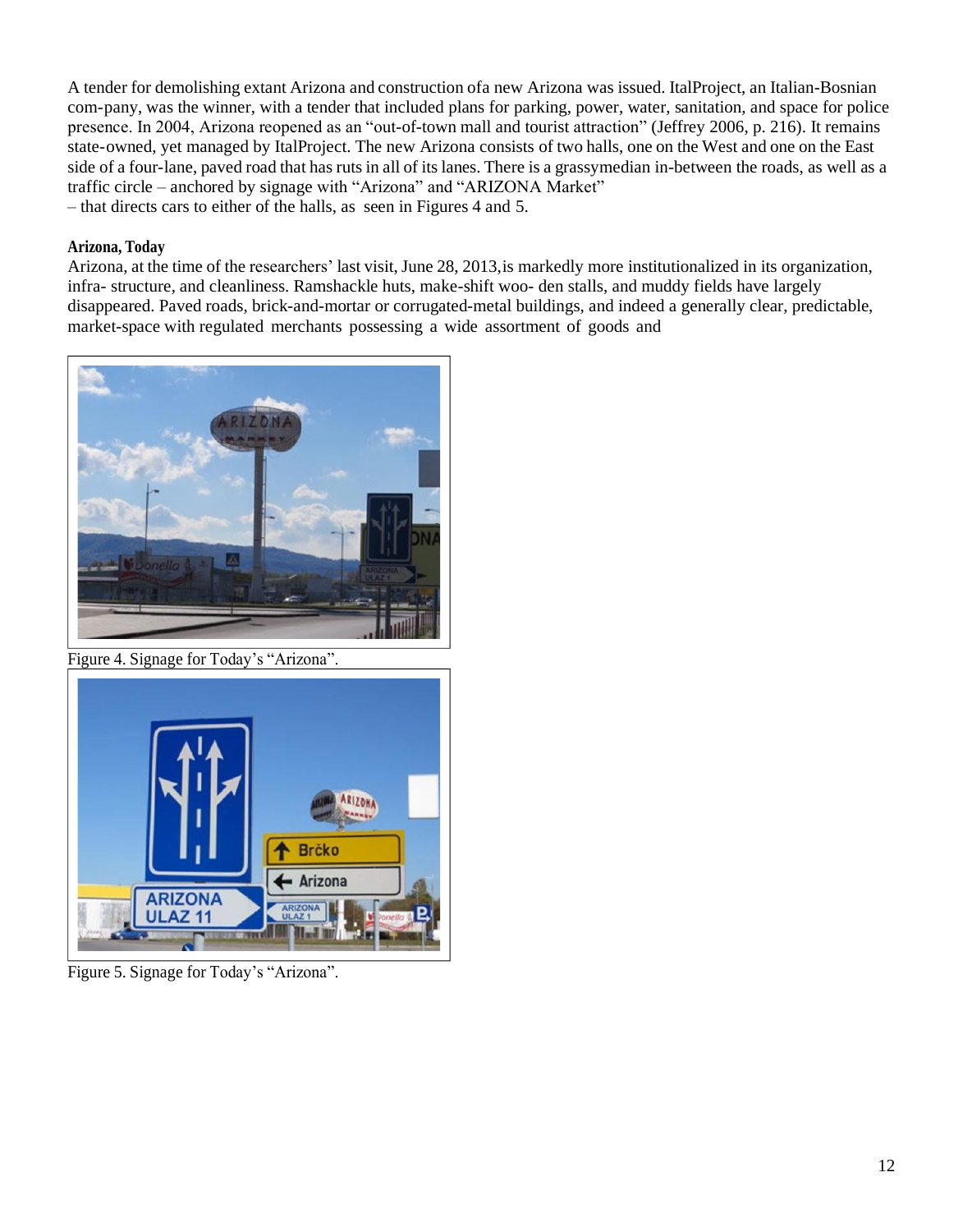A tender for demolishing extant Arizona and construction ofa new Arizona was issued. ItalProject, an Italian-Bosnian com-pany, was the winner, with a tender that included plans for parking, power, water, sanitation, and space for police presence. In 2004, Arizona reopened as an "out-of-town mall and tourist attraction" (Jeffrey 2006, p. 216). It remains state-owned, yet managed by ItalProject. The new Arizona consists of two halls, one on the West and one on the East side of a four-lane, paved road that has ruts in all of its lanes. There is a grassymedian in-between the roads, as well as a traffic circle – anchored by signage with "Arizona" and "ARIZONA Market" – that directs cars to either of the halls, as seen in Figures 4 and 5.

**Arizona, Today**

Arizona, at the time of the researchers' last visit, June 28, 2013,is markedly more institutionalized in its organization, infra- structure, and cleanliness. Ramshackle huts, make-shift woo- den stalls, and muddy fields have largely disappeared. Paved roads, brick-and-mortar or corrugated-metal buildings, and indeed a generally clear, predictable, market-space with regulated merchants possessing a wide assortment of goods and

Figure 4. Signage for Today's "Arizona".

Figure 5. Signage for Today's "Arizona".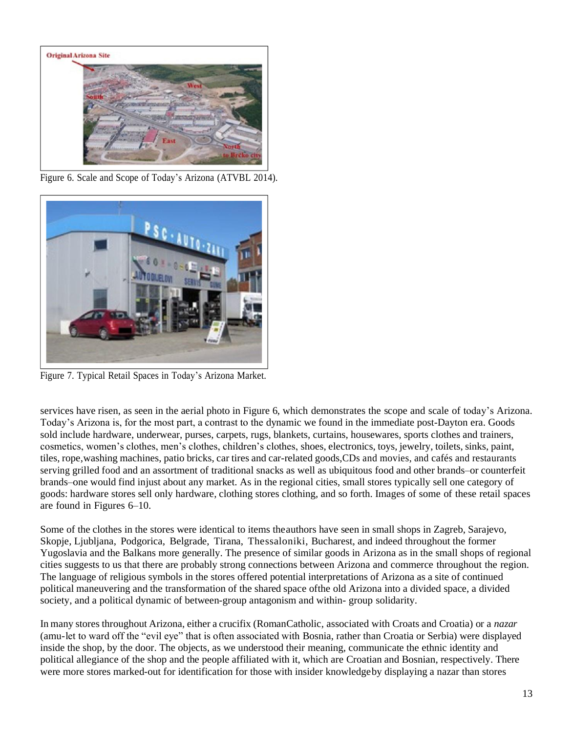Figure 6. Scale and Scope of Today's Arizona (ATVBL 2014).

Figure 7. Typical Retail Spaces in Today's Arizona Market.

services have risen, as seen in the aerial photo in Figure 6, which demonstrates the scope and scale of today's Arizona. Today's Arizona is, for the most part, a contrast to the dynamic we found in the immediate post-Dayton era. Goods sold include hardware, underwear, purses, carpets, rugs, blankets, curtains, housewares, sports clothes and trainers, cosmetics, women's clothes, men's clothes, children's clothes, shoes, electronics, toys, jewelry, toilets, sinks, paint, tiles, rope,washing machines, patio bricks, car tires and car-related goods,CDs and movies, and cafés and restaurants serving grilled food and an assortment of traditional snacks as well as ubiquitous food and other brands–or counterfeit brands–one would find injust about any market. As in the regional cities, small stores typically sell one category of goods: hardware stores sell only hardware, clothing stores clothing, and so forth. Images of some of these retail spaces are found in Figures 6–10.

Some of the clothes in the stores were identical to items theauthors have seen in small shops in Zagreb, Sarajevo, Skopje, Ljubljana, Podgorica, Belgrade, Tirana, Thessaloniki, Bucharest, and indeed throughout the former Yugoslavia and the Balkans more generally. The presence of similar goods in Arizona as in the small shops of regional cities suggests to us that there are probably strong connections between Arizona and commerce throughout the region. The language of religious symbols in the stores offered potential interpretations of Arizona as a site of continued political maneuvering and the transformation of the shared space ofthe old Arizona into a divided space, a divided society, and a political dynamic of between-group antagonism and within- group solidarity.

In many stores throughout Arizona, either a crucifix (RomanCatholic, associated with Croats and Croatia) or a *nazar* (amu-let to ward off the "evil eye" that is often associated with Bosnia, rather than Croatia or Serbia) were displayed inside the shop, by the door. The objects, as we understood their meaning, communicate the ethnic identity and political allegiance of the shop and the people affiliated with it, which are Croatian and Bosnian, respectively. There were more stores marked-out for identification for those with insider knowledgeby displaying a nazar than stores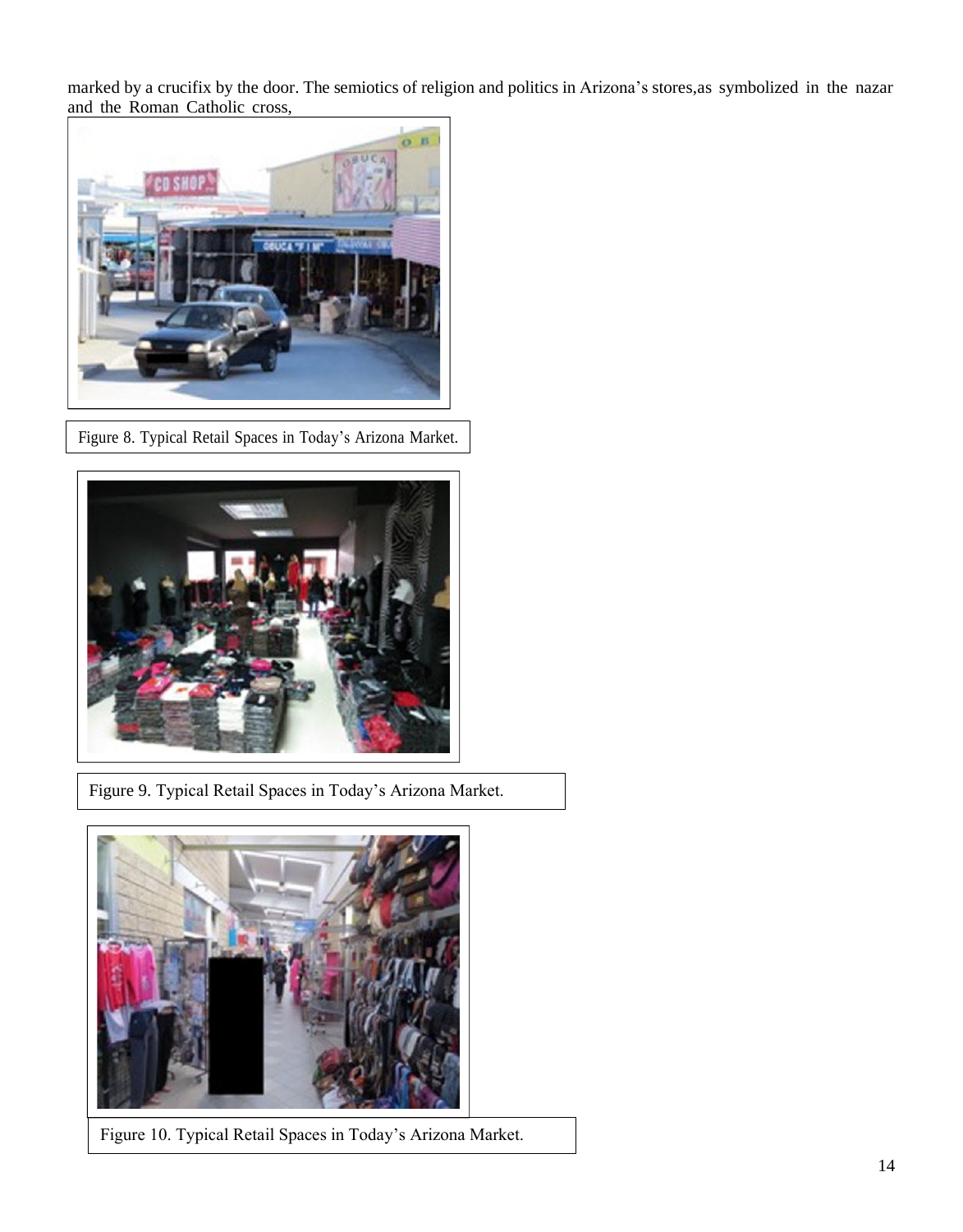marked by a crucifix by the door. The semiotics of religion and politics in Arizona's stores,as symbolized in the nazar and the Roman Catholic cross,

Figure 8. Typical Retail Spaces in Today's Arizona Market.

Figure 9. Typical Retail Spaces in Today's Arizona Market.

Figure 10. Typical Retail Spaces in Today's Arizona Market.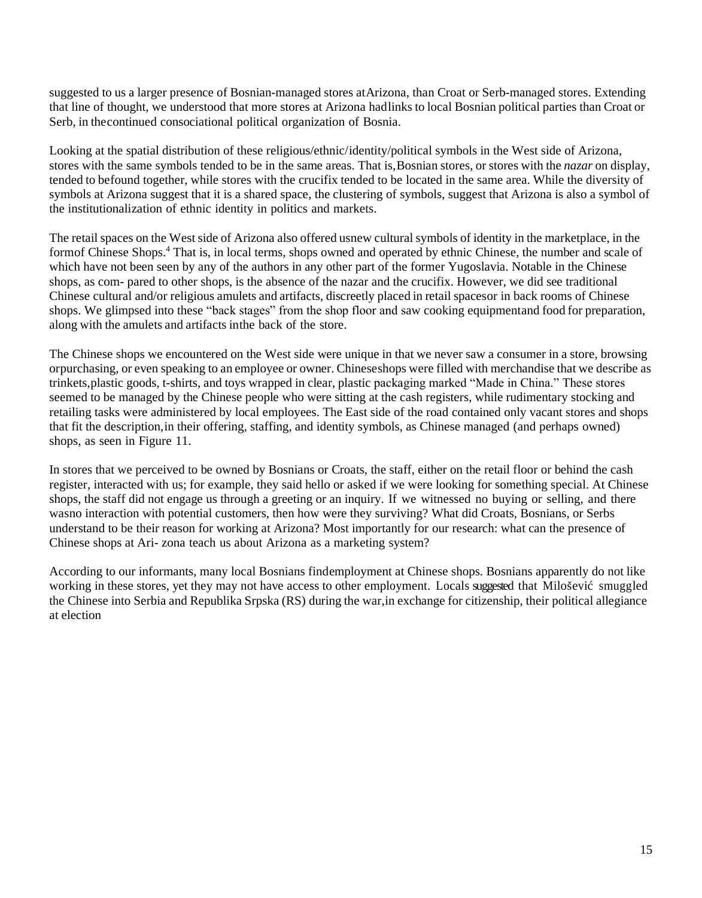suggested to us a larger presence of Bosnian-managed stores at Arizona, than Croat or Serb-managed stores. Extending that line of thought, we understood that more stores at Arizona had links to local Bosnian political parties than Croat or Serb, in the continued consociational political organization of Bosnia.

Looking at the spatial distribution of these religious/ethnic/identity/political symbols in the West side of Arizona, stores with the same symbols tended to be in the same areas. That is, Bosnian stores, or stores with the *nazar* on display, tended to be found together, while stores with the crucifix tended to be located in the same area. While the diversity of symbols at Arizona suggest that it is a shared space, the clustering of symbols, suggest that Arizona is also a symbol of the institutionalization of ethnic identity in politics and markets.

The retail spaces on the West side of Arizona also offered us new cultural symbols of identity in the marketplace, in the form of Chinese Shops.[4] That is, in local terms, shops owned and operated by ethnic Chinese, the number and scale of which have not been seen by any of the authors in any other part of the former Yugoslavia. Notable in the Chinese shops, as com- pared to other shops, is the absence of the nazar and the crucifix. However, we did see traditional Chinese cultural and/or religious amulets and artifacts, discreetly placed in retail spaces or in back rooms of Chinese shops. We glimpsed into these "back stages" from the shop floor and saw cooking equipment and food for preparation, along with the amulets and artifacts in the back of the store.

The Chinese shops we encountered on the West side were unique in that we never saw a consumer in a store, browsing or purchasing, or even speaking to an employee or owner. Chinese shops were filled with merchandise that we describe as trinkets, plastic goods, t-shirts, and toys wrapped in clear, plastic packaging marked "Made in China." These stores seemed to be managed by the Chinese people who were sitting at the cash registers, while rudimentary stocking and retailing tasks were administered by local employees. The East side of the road contained only vacant stores and shops that fit the description, in their offering, staffing, and identity symbols, as Chinese managed (and perhaps owned) shops, as seen in Figure 11.

In stores that we perceived to be owned by Bosnians or Croats, the staff, either on the retail floor or behind the cash register, interacted with us; for example, they said hello or asked if we were looking for something special. At Chinese shops, the staff did not engage us through a greeting or an inquiry. If we witnessed no buying or selling, and there was no interaction with potential customers, then how were they surviving? What did Croats, Bosnians, or Serbs understand to be their reason for working at Arizona? Most importantly for our research: what can the presence of Chinese shops at Ari- zona teach us about Arizona as a marketing system?

According to our informants, many local Bosnians find employment at Chinese shops. Bosnians apparently do not like working in these stores, yet they may not have access to other employment. Locals suggested that Milošević smuggled the Chinese into Serbia and Republika Srpska (RS) during the war, in exchange for citizenship, their political allegiance at election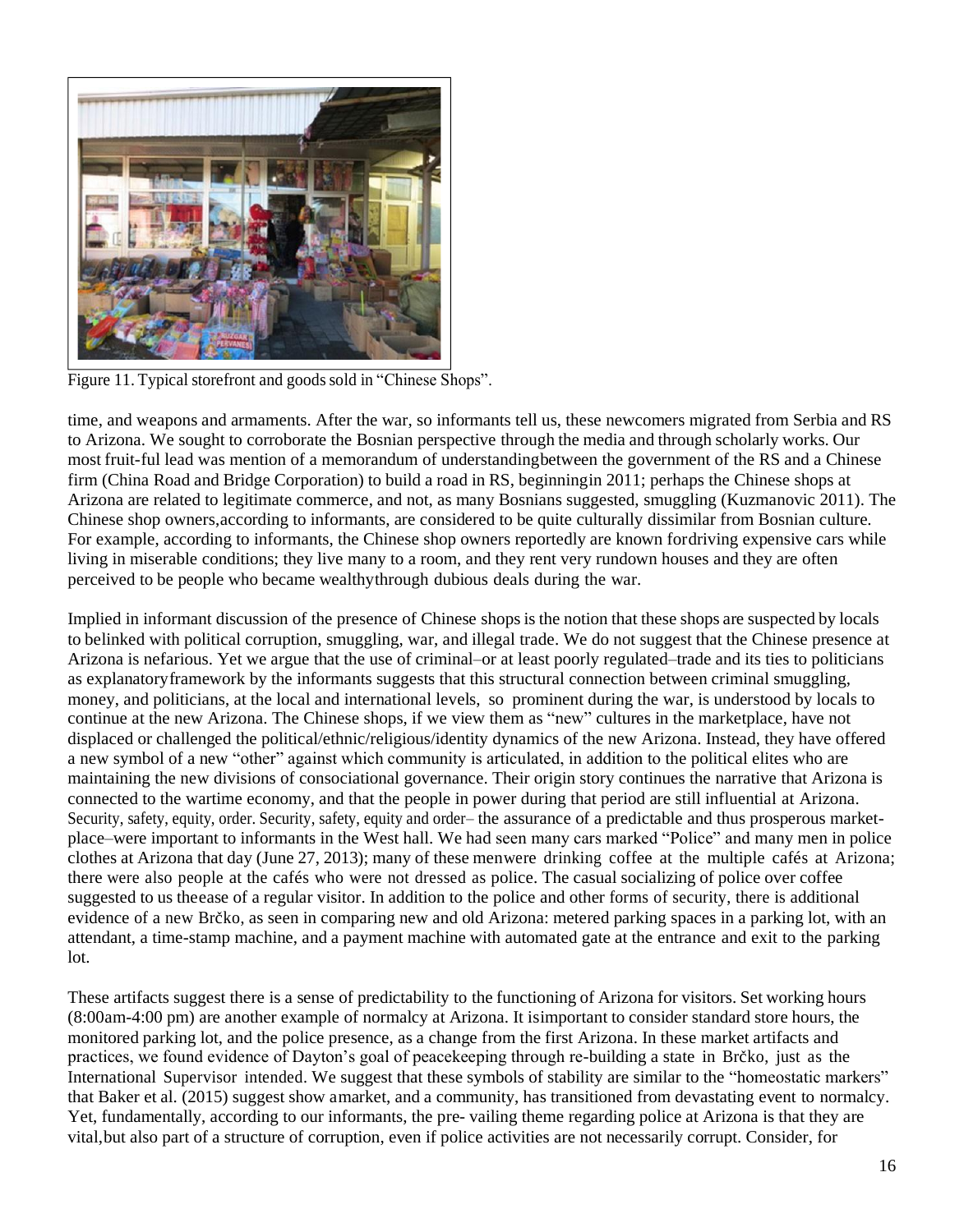Figure 11. Typical storefront and goods sold in "Chinese Shops".

time, and weapons and armaments. After the war, so informants tell us, these newcomers migrated from Serbia and RS to Arizona. We sought to corroborate the Bosnian perspective through the media and through scholarly works. Our most fruit-ful lead was mention of a memorandum of understanding between the government of the RS and a Chinese firm (China Road and Bridge Corporation) to build a road in RS, beginning in 2011; perhaps the Chinese shops at Arizona are related to legitimate commerce, and not, as many Bosnians suggested, smuggling (Kuzmanovic 2011). The Chinese shop owners, according to informants, are considered to be quite culturally dissimilar from Bosnian culture. For example, according to informants, the Chinese shop owners reportedly are known for driving expensive cars while living in miserable conditions; they live many to a room, and they rent very rundown houses and they are often perceived to be people who became wealthy through dubious deals during the war.

Implied in informant discussion of the presence of Chinese shops is the notion that these shops are suspected by locals to be linked with political corruption, smuggling, war, and illegal trade. We do not suggest that the Chinese presence at Arizona is nefarious. Yet we argue that the use of criminal–or at least poorly regulated–trade and its ties to politicians as explanatory framework by the informants suggests that this structural connection between criminal smuggling, money, and politicians, at the local and international levels, so prominent during the war, is understood by locals to continue at the new Arizona. The Chinese shops, if we view them as "new" cultures in the marketplace, have not displaced or challenged the political/ethnic/religious/identity dynamics of the new Arizona. Instead, they have offered a new symbol of a new "other" against which community is articulated, in addition to the political elites who are maintaining the new divisions of consociational governance. Their origin story continues the narrative that Arizona is connected to the wartime economy, and that the people in power during that period are still influential at Arizona.

Security, safety, equity, order. Security, safety, equity and order– the assurance of a predictable and thus prosperous market-place–were important to informants in the West hall. We had seen many cars marked "Police" and many men in police clothes at Arizona that day (June 27, 2013); many of these men were drinking coffee at the multiple cafés at Arizona; there were also people at the cafés who were not dressed as police. The casual socializing of police over coffee suggested to us the ease of a regular visitor. In addition to the police and other forms of security, there is additional evidence of a new Brčko, as seen in comparing new and old Arizona: metered parking spaces in a parking lot, with an attendant, a time-stamp machine, and a payment machine with automated gate at the entrance and exit to the parking lot.

These artifacts suggest there is a sense of predictability to the functioning of Arizona for visitors. Set working hours (8:00am-4:00 pm) are another example of normalcy at Arizona. It is important to consider standard store hours, the monitored parking lot, and the police presence, as a change from the first Arizona. In these market artifacts and practices, we found evidence of Dayton's goal of peacekeeping through re-building a state in Brčko, just as the International Supervisor intended. We suggest that these symbols of stability are similar to the "homeostatic markers" that Baker et al. (2015) suggest show a market, and a community, has transitioned from devastating event to normalcy. Yet, fundamentally, according to our informants, the pre-vailing theme regarding police at Arizona is that they are vital, but also part of a structure of corruption, even if police activities are not necessarily corrupt. Consider, for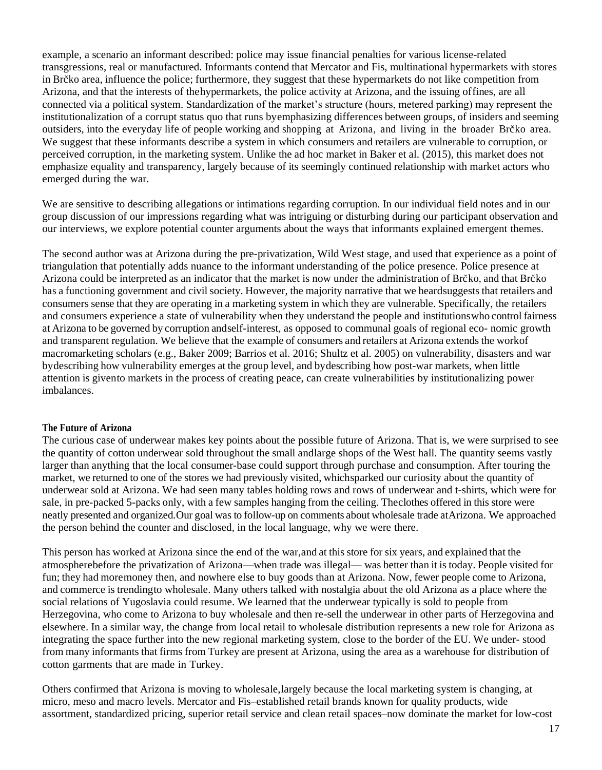example, a scenario an informant described: police may issue financial penalties for various license-related transgressions, real or manufactured. Informants contend that Mercator and Fis, multinational hypermarkets with stores in Brčko area, influence the police; furthermore, they suggest that these hypermarkets do not like competition from Arizona, and that the interests of thehypermarkets, the police activity at Arizona, and the issuing offines, are all connected via a political system. Standardization of the market's structure (hours, metered parking) may represent the institutionalization of a corrupt status quo that runs byemphasizing differences between groups, of insiders and seeming outsiders, into the everyday life of people working and shopping at Arizona, and living in the broader Brčko area. We suggest that these informants describe a system in which consumers and retailers are vulnerable to corruption, or perceived corruption, in the marketing system. Unlike the ad hoc market in Baker et al. (2015), this market does not emphasize equality and transparency, largely because of its seemingly continued relationship with market actors who emerged during the war.

We are sensitive to describing allegations or intimations regarding corruption. In our individual field notes and in our group discussion of our impressions regarding what was intriguing or disturbing during our participant observation and our interviews, we explore potential counter arguments about the ways that informants explained emergent themes.

The second author was at Arizona during the pre-privatization, Wild West stage, and used that experience as a point of triangulation that potentially adds nuance to the informant understanding of the police presence. Police presence at Arizona could be interpreted as an indicator that the market is now under the administration of Brčko, and that Brčko has a functioning government and civil society. However, the majority narrative that we heardsuggests that retailers and consumers sense that they are operating in a marketing system in which they are vulnerable. Specifically, the retailers and consumers experience a state of vulnerability when they understand the people and institutionswho control fairness at Arizona to be governed by corruption andself-interest, as opposed to communal goals of regional eco- nomic growth and transparent regulation. We believe that the example of consumers and retailers at Arizona extends the workof macromarketing scholars (e.g., Baker 2009; Barrios et al. 2016; Shultz et al. 2005) on vulnerability, disasters and war bydescribing how vulnerability emerges at the group level, and bydescribing how post-war markets, when little attention is givento markets in the process of creating peace, can create vulnerabilities by institutionalizing power imbalances.

**The Future of Arizona**

The curious case of underwear makes key points about the possible future of Arizona. That is, we were surprised to see the quantity of cotton underwear sold throughout the small andlarge shops of the West hall. The quantity seems vastly larger than anything that the local consumer-base could support through purchase and consumption. After touring the market, we returned to one of the stores we had previously visited, whichsparked our curiosity about the quantity of underwear sold at Arizona. We had seen many tables holding rows and rows of underwear and t-shirts, which were for sale, in pre-packed 5-packs only, with a few samples hanging from the ceiling. Theclothes offered in this store were neatly presented and organized.Our goal was to follow-up on comments about wholesale trade atArizona. We approached the person behind the counter and disclosed, in the local language, why we were there.

This person has worked at Arizona since the end of the war,and at this store for six years, and explained that the atmospherebefore the privatization of Arizona—when trade was illegal— was better than it is today. People visited for fun; they had moremoney then, and nowhere else to buy goods than at Arizona. Now, fewer people come to Arizona, and commerce is trendingto wholesale. Many others talked with nostalgia about the old Arizona as a place where the social relations of Yugoslavia could resume. We learned that the underwear typically is sold to people from Herzegovina, who come to Arizona to buy wholesale and then re-sell the underwear in other parts of Herzegovina and elsewhere. In a similar way, the change from local retail to wholesale distribution represents a new role for Arizona as integrating the space further into the new regional marketing system, close to the border of the EU. We under- stood from many informants that firms from Turkey are present at Arizona, using the area as a warehouse for distribution of cotton garments that are made in Turkey.

Others confirmed that Arizona is moving to wholesale,largely because the local marketing system is changing, at micro, meso and macro levels. Mercator and Fis–established retail brands known for quality products, wide assortment, standardized pricing, superior retail service and clean retail spaces–now dominate the market for low-cost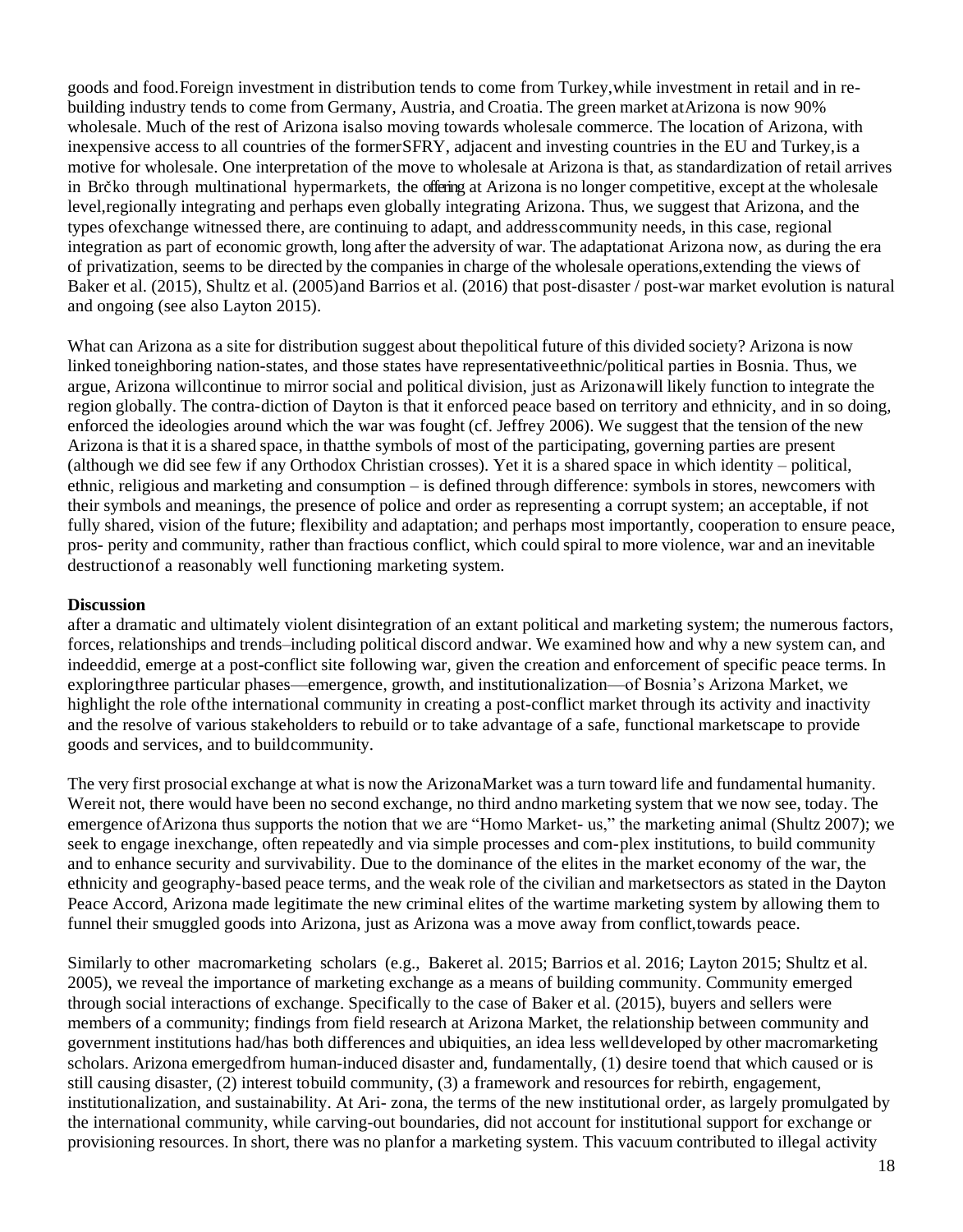goods and food. Foreign investment in distribution tends to come from Turkey, while investment in retail and in re-building industry tends to come from Germany, Austria, and Croatia. The green market at Arizona is now 90% wholesale. Much of the rest of Arizona is also moving towards wholesale commerce. The location of Arizona, with inexpensive access to all countries of the former SFRY, adjacent and investing countries in the EU and Turkey, is a motive for wholesale. One interpretation of the move to wholesale at Arizona is that, as standardization of retail arrives in Brčko through multinational hypermarkets, the offering at Arizona is no longer competitive, except at the wholesale level, regionally integrating and perhaps even globally integrating Arizona. Thus, we suggest that Arizona, and the types of exchange witnessed there, are continuing to adapt, and address community needs, in this case, regional integration as part of economic growth, long after the adversity of war. The adaptation at Arizona now, as during the era of privatization, seems to be directed by the companies in charge of the wholesale operations, extending the views of Baker et al. (2015), Shultz et al. (2005) and Barrios et al. (2016) that post-disaster / post-war market evolution is natural and ongoing (see also Layton 2015).

What can Arizona as a site for distribution suggest about the political future of this divided society? Arizona is now linked to neighboring nation-states, and those states have representative ethnic/political parties in Bosnia. Thus, we argue, Arizona will continue to mirror social and political division, just as Arizona will likely function to integrate the region globally. The contra-diction of Dayton is that it enforced peace based on territory and ethnicity, and in so doing, enforced the ideologies around which the war was fought (cf. Jeffrey 2006). We suggest that the tension of the new Arizona is that it is a shared space, in that the symbols of most of the participating, governing parties are present (although we did see few if any Orthodox Christian crosses). Yet it is a shared space in which identity – political, ethnic, religious and marketing and consumption – is defined through difference: symbols in stores, newcomers with their symbols and meanings, the presence of police and order as representing a corrupt system; an acceptable, if not fully shared, vision of the future; flexibility and adaptation; and perhaps most importantly, cooperation to ensure peace, pros- perity and community, rather than fractious conflict, which could spiral to more violence, war and an inevitable destruction of a reasonably well functioning marketing system.

## Discussion

after a dramatic and ultimately violent disintegration of an extant political and marketing system; the numerous factors, forces, relationships and trends–including political discord and war. We examined how and why a new system can, and indeed did, emerge at a post-conflict site following war, given the creation and enforcement of specific peace terms. In exploring three particular phases—emergence, growth, and institutionalization—of Bosnia's Arizona Market, we highlight the role of the international community in creating a post-conflict market through its activity and inactivity and the resolve of various stakeholders to rebuild or to take advantage of a safe, functional marketscape to provide goods and services, and to build community.

The very first prosocial exchange at what is now the Arizona Market was a turn toward life and fundamental humanity. Were it not, there would have been no second exchange, no third and no marketing system that we now see, today. The emergence of Arizona thus supports the notion that we are "Homo Market- us," the marketing animal (Shultz 2007); we seek to engage in exchange, often repeatedly and via simple processes and com-plex institutions, to build community and to enhance security and survivability. Due to the dominance of the elites in the market economy of the war, the ethnicity and geography-based peace terms, and the weak role of the civilian and market sectors as stated in the Dayton Peace Accord, Arizona made legitimate the new criminal elites of the wartime marketing system by allowing them to funnel their smuggled goods into Arizona, just as Arizona was a move away from conflict, towards peace.

Similarly to other macromarketing scholars (e.g., Baker et al. 2015; Barrios et al. 2016; Layton 2015; Shultz et al. 2005), we reveal the importance of marketing exchange as a means of building community. Community emerged through social interactions of exchange. Specifically to the case of Baker et al. (2015), buyers and sellers were members of a community; findings from field research at Arizona Market, the relationship between community and government institutions had/has both differences and ubiquities, an idea less well developed by other macromarketing scholars. Arizona emerged from human-induced disaster and, fundamentally, (1) desire to end that which caused or is still causing disaster, (2) interest to build community, (3) a framework and resources for rebirth, engagement, institutionalization, and sustainability. At Ari- zona, the terms of the new institutional order, as largely promulgated by the international community, while carving-out boundaries, did not account for institutional support for exchange or provisioning resources. In short, there was no plan for a marketing system. This vacuum contributed to illegal activity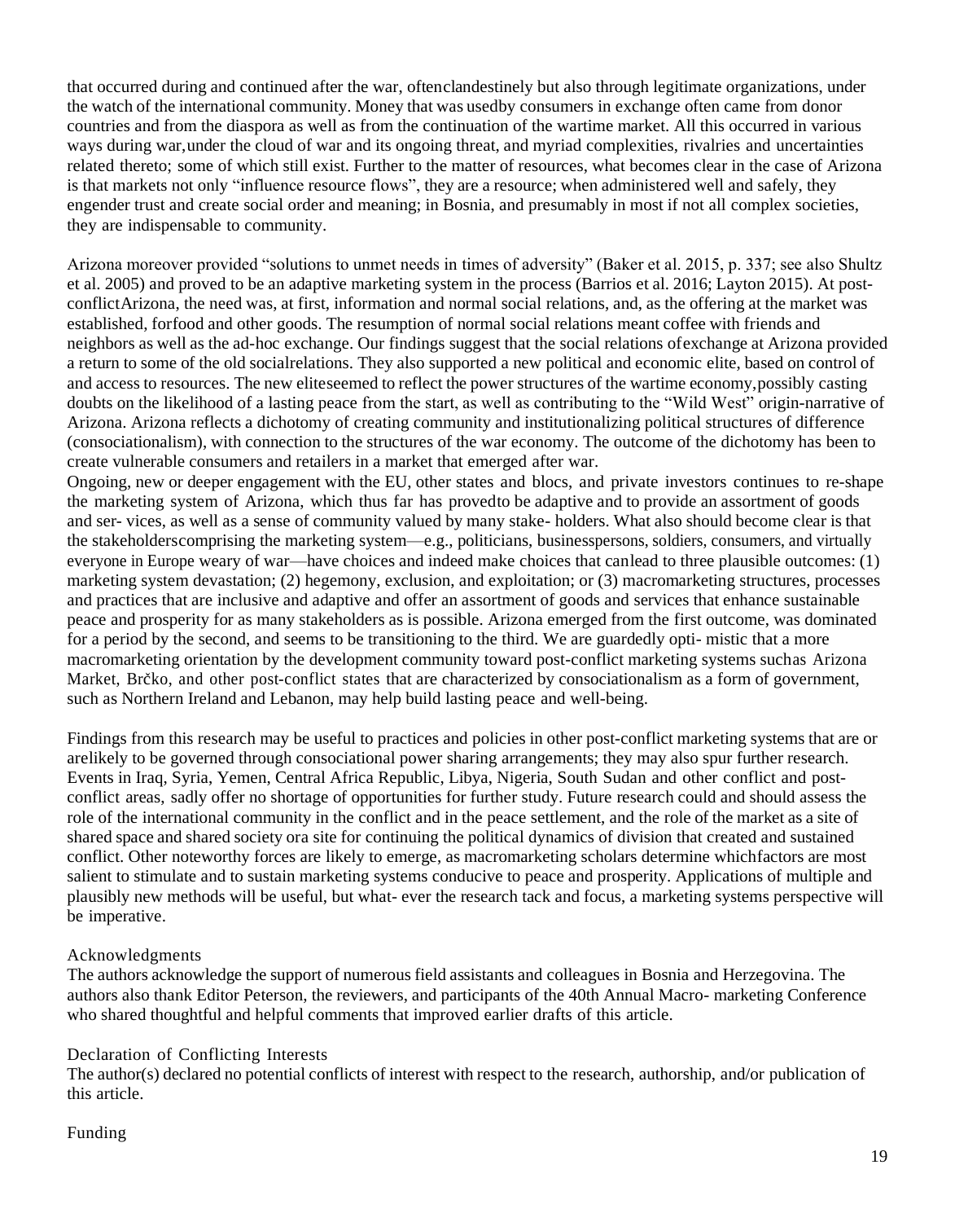that occurred during and continued after the war, oftenclandestinely but also through legitimate organizations, under the watch of the international community. Money that was usedby consumers in exchange often came from donor countries and from the diaspora as well as from the continuation of the wartime market. All this occurred in various ways during war,under the cloud of war and its ongoing threat, and myriad complexities, rivalries and uncertainties related thereto; some of which still exist. Further to the matter of resources, what becomes clear in the case of Arizona is that markets not only "influence resource flows", they are a resource; when administered well and safely, they engender trust and create social order and meaning; in Bosnia, and presumably in most if not all complex societies, they are indispensable to community.

Arizona moreover provided "solutions to unmet needs in times of adversity" (Baker et al. 2015, p. 337; see also Shultz et al. 2005) and proved to be an adaptive marketing system in the process (Barrios et al. 2016; Layton 2015). At post-conflictArizona, the need was, at first, information and normal social relations, and, as the offering at the market was established, forfood and other goods. The resumption of normal social relations meant coffee with friends and neighbors as well as the ad-hoc exchange. Our findings suggest that the social relations ofexchange at Arizona provided a return to some of the old socialrelations. They also supported a new political and economic elite, based on control of and access to resources. The new eliteseemed to reflect the power structures of the wartime economy,possibly casting doubts on the likelihood of a lasting peace from the start, as well as contributing to the "Wild West" origin-narrative of Arizona. Arizona reflects a dichotomy of creating community and institutionalizing political structures of difference (consociationalism), with connection to the structures of the war economy. The outcome of the dichotomy has been to create vulnerable consumers and retailers in a market that emerged after war.

Ongoing, new or deeper engagement with the EU, other states and blocs, and private investors continues to re-shape the marketing system of Arizona, which thus far has provedto be adaptive and to provide an assortment of goods and ser- vices, as well as a sense of community valued by many stake- holders. What also should become clear is that the stakeholderscomprising the marketing system—e.g., politicians, businesspersons, soldiers, consumers, and virtually everyone in Europe weary of war—have choices and indeed make choices that canlead to three plausible outcomes: (1) marketing system devastation; (2) hegemony, exclusion, and exploitation; or (3) macromarketing structures, processes and practices that are inclusive and adaptive and offer an assortment of goods and services that enhance sustainable peace and prosperity for as many stakeholders as is possible. Arizona emerged from the first outcome, was dominated for a period by the second, and seems to be transitioning to the third. We are guardedly opti- mistic that a more macromarketing orientation by the development community toward post-conflict marketing systems suchas Arizona Market, Brčko, and other post-conflict states that are characterized by consociationalism as a form of government, such as Northern Ireland and Lebanon, may help build lasting peace and well-being.

Findings from this research may be useful to practices and policies in other post-conflict marketing systems that are or arelikely to be governed through consociational power sharing arrangements; they may also spur further research. Events in Iraq, Syria, Yemen, Central Africa Republic, Libya, Nigeria, South Sudan and other conflict and post-conflict areas, sadly offer no shortage of opportunities for further study. Future research could and should assess the role of the international community in the conflict and in the peace settlement, and the role of the market as a site of shared space and shared society ora site for continuing the political dynamics of division that created and sustained conflict. Other noteworthy forces are likely to emerge, as macromarketing scholars determine whichfactors are most salient to stimulate and to sustain marketing systems conducive to peace and prosperity. Applications of multiple and plausibly new methods will be useful, but what- ever the research tack and focus, a marketing systems perspective will be imperative.

## Acknowledgments

The authors acknowledge the support of numerous field assistants and colleagues in Bosnia and Herzegovina. The authors also thank Editor Peterson, the reviewers, and participants of the 40th Annual Macro- marketing Conference who shared thoughtful and helpful comments that improved earlier drafts of this article.

## Declaration of Conflicting Interests

The author(s) declared no potential conflicts of interest with respect to the research, authorship, and/or publication of this article.

## Funding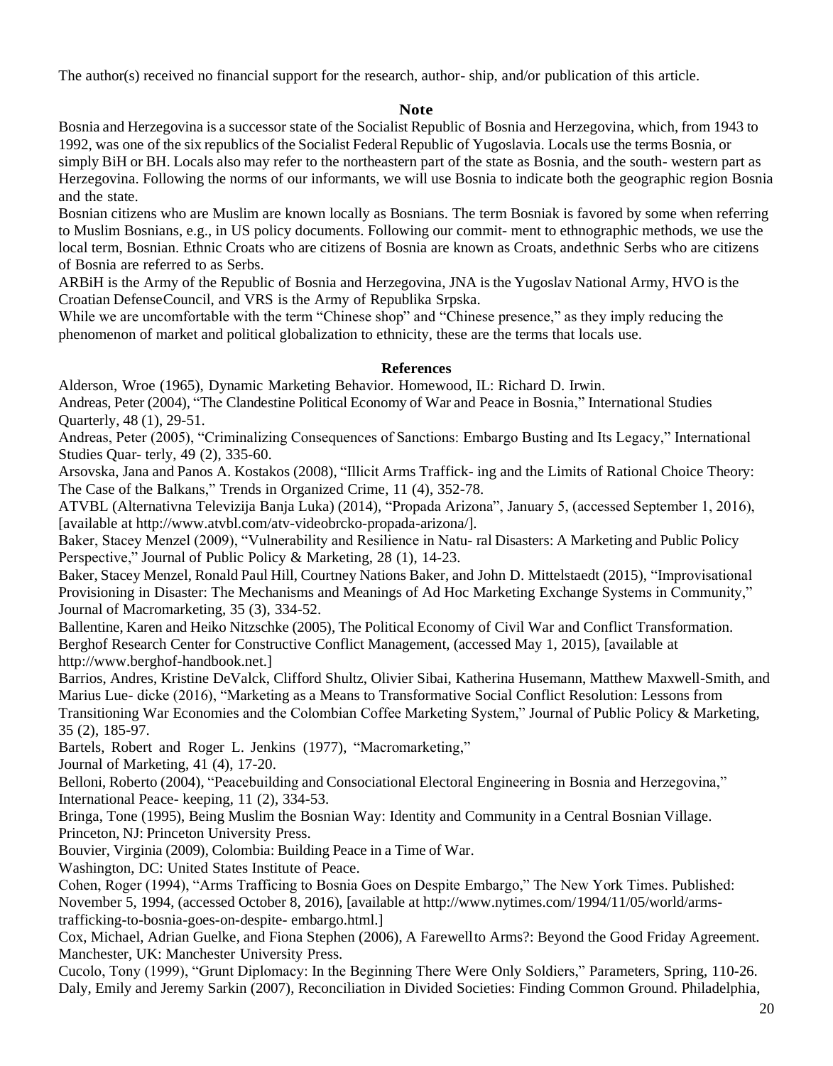The author(s) received no financial support for the research, author- ship, and/or publication of this article.

## Note

Bosnia and Herzegovina is a successor state of the Socialist Republic of Bosnia and Herzegovina, which, from 1943 to 1992, was one of the six republics of the Socialist Federal Republic of Yugoslavia. Locals use the terms Bosnia, or simply BiH or BH. Locals also may refer to the northeastern part of the state as Bosnia, and the south- western part as Herzegovina. Following the norms of our informants, we will use Bosnia to indicate both the geographic region Bosnia and the state.

Bosnian citizens who are Muslim are known locally as Bosnians. The term Bosniak is favored by some when referring to Muslim Bosnians, e.g., in US policy documents. Following our commit- ment to ethnographic methods, we use the local term, Bosnian. Ethnic Croats who are citizens of Bosnia are known as Croats, andethnic Serbs who are citizens of Bosnia are referred to as Serbs.

ARBiH is the Army of the Republic of Bosnia and Herzegovina, JNA is the Yugoslav National Army, HVO is the Croatian DefenseCouncil, and VRS is the Army of Republika Srpska.

While we are uncomfortable with the term "Chinese shop" and "Chinese presence," as they imply reducing the phenomenon of market and political globalization to ethnicity, these are the terms that locals use.

## References

Alderson, Wroe (1965), Dynamic Marketing Behavior. Homewood, IL: Richard D. Irwin.

Andreas, Peter (2004), "The Clandestine Political Economy of War and Peace in Bosnia," International Studies Quarterly, 48 (1), 29-51.

Andreas, Peter (2005), "Criminalizing Consequences of Sanctions: Embargo Busting and Its Legacy," International Studies Quar- terly, 49 (2), 335-60.

Arsovska, Jana and Panos A. Kostakos (2008), "Illicit Arms Traffick- ing and the Limits of Rational Choice Theory: The Case of the Balkans," Trends in Organized Crime, 11 (4), 352-78.

ATVBL (Alternativna Televizija Banja Luka) (2014), "Propada Arizona", January 5, (accessed September 1, 2016), [available at http://www.atvbl.com/atv-videobrcko-propada-arizona/].

Baker, Stacey Menzel (2009), "Vulnerability and Resilience in Natu- ral Disasters: A Marketing and Public Policy Perspective," Journal of Public Policy & Marketing, 28 (1), 14-23.

Baker, Stacey Menzel, Ronald Paul Hill, Courtney Nations Baker, and John D. Mittelstaedt (2015), "Improvisational Provisioning in Disaster: The Mechanisms and Meanings of Ad Hoc Marketing Exchange Systems in Community," Journal of Macromarketing, 35 (3), 334-52.

Ballentine, Karen and Heiko Nitzschke (2005), The Political Economy of Civil War and Conflict Transformation. Berghof Research Center for Constructive Conflict Management, (accessed May 1, 2015), [available at http://www.berghof-handbook.net.]

Barrios, Andres, Kristine DeValck, Clifford Shultz, Olivier Sibai, Katherina Husemann, Matthew Maxwell-Smith, and Marius Lue- dicke (2016), "Marketing as a Means to Transformative Social Conflict Resolution: Lessons from Transitioning War Economies and the Colombian Coffee Marketing System," Journal of Public Policy & Marketing, 35 (2), 185-97.

Bartels, Robert and Roger L. Jenkins (1977), "Macromarketing," Journal of Marketing, 41 (4), 17-20.

Belloni, Roberto (2004), "Peacebuilding and Consociational Electoral Engineering in Bosnia and Herzegovina," International Peace- keeping, 11 (2), 334-53.

Bringa, Tone (1995), Being Muslim the Bosnian Way: Identity and Community in a Central Bosnian Village. Princeton, NJ: Princeton University Press.

Bouvier, Virginia (2009), Colombia: Building Peace in a Time of War. Washington, DC: United States Institute of Peace.

Cohen, Roger (1994), "Arms Trafficing to Bosnia Goes on Despite Embargo," The New York Times. Published: November 5, 1994, (accessed October 8, 2016), [available at http://www.nytimes.com/1994/11/05/world/arms-trafficking-to-bosnia-goes-on-despite- embargo.html.]

Cox, Michael, Adrian Guelke, and Fiona Stephen (2006), A Farewellto Arms?: Beyond the Good Friday Agreement. Manchester, UK: Manchester University Press.

Cucolo, Tony (1999), "Grunt Diplomacy: In the Beginning There Were Only Soldiers," Parameters, Spring, 110-26.

Daly, Emily and Jeremy Sarkin (2007), Reconciliation in Divided Societies: Finding Common Ground. Philadelphia,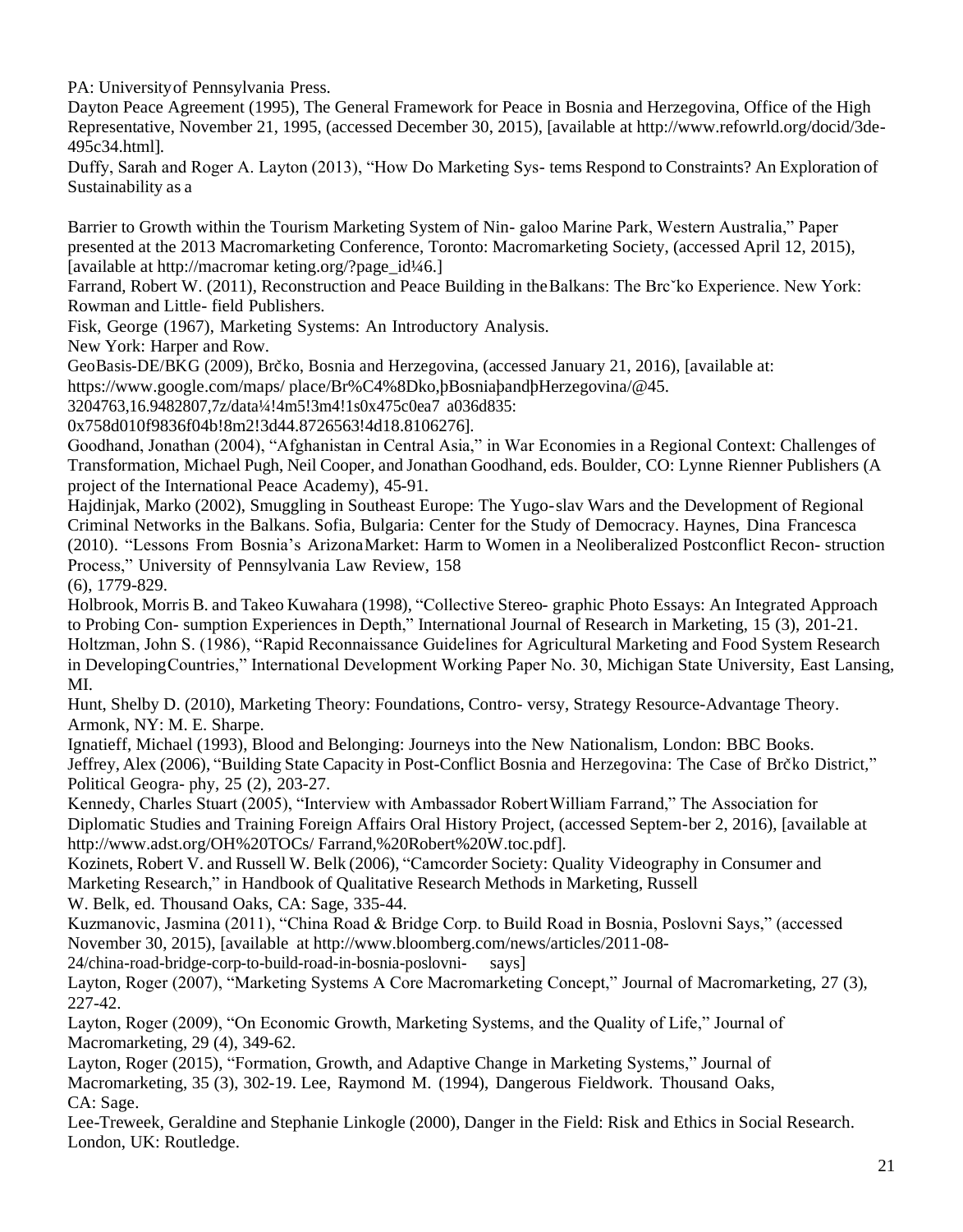PA: University of Pennsylvania Press.

Dayton Peace Agreement (1995), The General Framework for Peace in Bosnia and Herzegovina, Office of the High Representative, November 21, 1995, (accessed December 30, 2015), [available at http://www.refowrld.org/docid/3de-495c34.html].

Duffy, Sarah and Roger A. Layton (2013), "How Do Marketing Sys- tems Respond to Constraints? An Exploration of Sustainability as a

Barrier to Growth within the Tourism Marketing System of Nin- galoo Marine Park, Western Australia," Paper presented at the 2013 Macromarketing Conference, Toronto: Macromarketing Society, (accessed April 12, 2015), [available at http://macromar keting.org/?page_id¼6.]

Farrand, Robert W. (2011), Reconstruction and Peace Building in the Balkans: The Brcˇko Experience. New York: Rowman and Little- field Publishers.

Fisk, George (1967), Marketing Systems: An Introductory Analysis.
New York: Harper and Row.

GeoBasis-DE/BKG (2009), Brčko, Bosnia and Herzegovina, (accessed January 21, 2016), [available at: https://www.google.com/maps/ place/Br%C4%8Dko,þBosniaþandþHerzegovina/@45. 3204763,16.9482807,7z/data¼!4m5!3m4!1s0x475c0ea7 a036d835: 0x758d010f9836f04b!8m2!3d44.8726563!4d18.8106276].

Goodhand, Jonathan (2004), "Afghanistan in Central Asia," in War Economies in a Regional Context: Challenges of Transformation, Michael Pugh, Neil Cooper, and Jonathan Goodhand, eds. Boulder, CO: Lynne Rienner Publishers (A project of the International Peace Academy), 45-91.

Hajdinjak, Marko (2002), Smuggling in Southeast Europe: The Yugo-slav Wars and the Development of Regional Criminal Networks in the Balkans. Sofia, Bulgaria: Center for the Study of Democracy. Haynes, Dina Francesca (2010). "Lessons From Bosnia's Arizona Market: Harm to Women in a Neoliberalized Postconflict Recon- struction Process," University of Pennsylvania Law Review, 158 (6), 1779-829.

Holbrook, Morris B. and Takeo Kuwahara (1998), "Collective Stereo- graphic Photo Essays: An Integrated Approach to Probing Con- sumption Experiences in Depth," International Journal of Research in Marketing, 15 (3), 201-21.

Holtzman, John S. (1986), "Rapid Reconnaissance Guidelines for Agricultural Marketing and Food System Research in Developing Countries," International Development Working Paper No. 30, Michigan State University, East Lansing, MI.

Hunt, Shelby D. (2010), Marketing Theory: Foundations, Contro- versy, Strategy Resource-Advantage Theory. Armonk, NY: M. E. Sharpe.

Ignatieff, Michael (1993), Blood and Belonging: Journeys into the New Nationalism, London: BBC Books.

Jeffrey, Alex (2006), "Building State Capacity in Post-Conflict Bosnia and Herzegovina: The Case of Brčko District," Political Geogra- phy, 25 (2), 203-27.

Kennedy, Charles Stuart (2005), "Interview with Ambassador Robert William Farrand," The Association for Diplomatic Studies and Training Foreign Affairs Oral History Project, (accessed Septem-ber 2, 2016), [available at http://www.adst.org/OH%20TOCs/ Farrand,%20Robert%20W.toc.pdf].

Kozinets, Robert V. and Russell W. Belk (2006), "Camcorder Society: Quality Videography in Consumer and Marketing Research," in Handbook of Qualitative Research Methods in Marketing, Russell W. Belk, ed. Thousand Oaks, CA: Sage, 335-44.

Kuzmanovic, Jasmina (2011), "China Road & Bridge Corp. to Build Road in Bosnia, Poslovni Says," (accessed November 30, 2015), [available at http://www.bloomberg.com/news/articles/2011-08-24/china-road-bridge-corp-to-build-road-in-bosnia-poslovni- says]

Layton, Roger (2007), "Marketing Systems A Core Macromarketing Concept," Journal of Macromarketing, 27 (3), 227-42.

Layton, Roger (2009), "On Economic Growth, Marketing Systems, and the Quality of Life," Journal of Macromarketing, 29 (4), 349-62.

Layton, Roger (2015), "Formation, Growth, and Adaptive Change in Marketing Systems," Journal of Macromarketing, 35 (3), 302-19. Lee, Raymond M. (1994), Dangerous Fieldwork. Thousand Oaks, CA: Sage.

Lee-Treweek, Geraldine and Stephanie Linkogle (2000), Danger in the Field: Risk and Ethics in Social Research. London, UK: Routledge.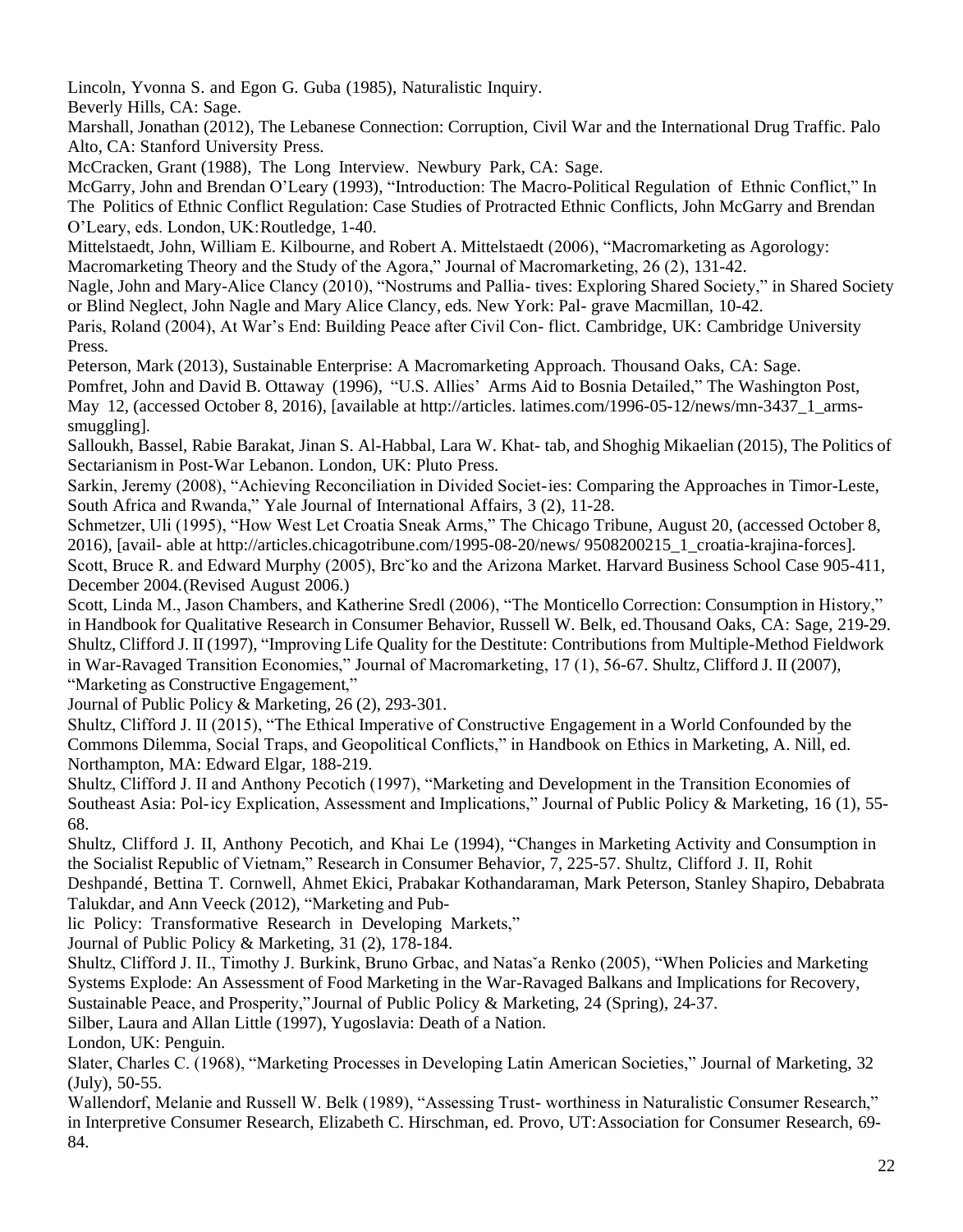Lincoln, Yvonna S. and Egon G. Guba (1985), Naturalistic Inquiry. Beverly Hills, CA: Sage.

Marshall, Jonathan (2012), The Lebanese Connection: Corruption, Civil War and the International Drug Traffic. Palo Alto, CA: Stanford University Press.

McCracken, Grant (1988), The Long Interview. Newbury Park, CA: Sage.

McGarry, John and Brendan O'Leary (1993), "Introduction: The Macro-Political Regulation of Ethnic Conflict," In The Politics of Ethnic Conflict Regulation: Case Studies of Protracted Ethnic Conflicts, John McGarry and Brendan O'Leary, eds. London, UK: Routledge, 1-40.

Mittelstaedt, John, William E. Kilbourne, and Robert A. Mittelstaedt (2006), "Macromarketing as Agorology: Macromarketing Theory and the Study of the Agora," Journal of Macromarketing, 26 (2), 131-42.

Nagle, John and Mary-Alice Clancy (2010), "Nostrums and Pallia- tives: Exploring Shared Society," in Shared Society or Blind Neglect, John Nagle and Mary Alice Clancy, eds. New York: Pal- grave Macmillan, 10-42.

Paris, Roland (2004), At War's End: Building Peace after Civil Con- flict. Cambridge, UK: Cambridge University Press.

Peterson, Mark (2013), Sustainable Enterprise: A Macromarketing Approach. Thousand Oaks, CA: Sage.

Pomfret, John and David B. Ottaway (1996), "U.S. Allies' Arms Aid to Bosnia Detailed," The Washington Post, May 12, (accessed October 8, 2016), [available at http://articles. latimes.com/1996-05-12/news/mn-3437_1_arms-smuggling].

Salloukh, Bassel, Rabie Barakat, Jinan S. Al-Habbal, Lara W. Khat- tab, and Shoghig Mikaelian (2015), The Politics of Sectarianism in Post-War Lebanon. London, UK: Pluto Press.

Sarkin, Jeremy (2008), "Achieving Reconciliation in Divided Societ-ies: Comparing the Approaches in Timor-Leste, South Africa and Rwanda," Yale Journal of International Affairs, 3 (2), 11-28.

Schmetzer, Uli (1995), "How West Let Croatia Sneak Arms," The Chicago Tribune, August 20, (accessed October 8, 2016), [avail- able at http://articles.chicagotribune.com/1995-08-20/news/ 9508200215_1_croatia-krajina-forces].

Scott, Bruce R. and Edward Murphy (2005), Brcˇko and the Arizona Market. Harvard Business School Case 905-411, December 2004.(Revised August 2006.)

Scott, Linda M., Jason Chambers, and Katherine Sredl (2006), "The Monticello Correction: Consumption in History," in Handbook for Qualitative Research in Consumer Behavior, Russell W. Belk, ed.Thousand Oaks, CA: Sage, 219-29.

Shultz, Clifford J. II (1997), "Improving Life Quality for the Destitute: Contributions from Multiple-Method Fieldwork in War-Ravaged Transition Economies," Journal of Macromarketing, 17 (1), 56-67.

Shultz, Clifford J. II (2007), "Marketing as Constructive Engagement," Journal of Public Policy & Marketing, 26 (2), 293-301.

Shultz, Clifford J. II (2015), "The Ethical Imperative of Constructive Engagement in a World Confounded by the Commons Dilemma, Social Traps, and Geopolitical Conflicts," in Handbook on Ethics in Marketing, A. Nill, ed. Northampton, MA: Edward Elgar, 188-219.

Shultz, Clifford J. II and Anthony Pecotich (1997), "Marketing and Development in the Transition Economies of Southeast Asia: Pol-icy Explication, Assessment and Implications," Journal of Public Policy & Marketing, 16 (1), 55-68.

Shultz, Clifford J. II, Anthony Pecotich, and Khai Le (1994), "Changes in Marketing Activity and Consumption in the Socialist Republic of Vietnam," Research in Consumer Behavior, 7, 225-57.

Shultz, Clifford J. II, Rohit Deshpandé, Bettina T. Cornwell, Ahmet Ekici, Prabakar Kothandaraman, Mark Peterson, Stanley Shapiro, Debabrata Talukdar, and Ann Veeck (2012), "Marketing and Public Policy: Transformative Research in Developing Markets," Journal of Public Policy & Marketing, 31 (2), 178-184.

Shultz, Clifford J. II., Timothy J. Burkink, Bruno Grbac, and Natasˇa Renko (2005), "When Policies and Marketing Systems Explode: An Assessment of Food Marketing in the War-Ravaged Balkans and Implications for Recovery, Sustainable Peace, and Prosperity,"Journal of Public Policy & Marketing, 24 (Spring), 24-37.

Silber, Laura and Allan Little (1997), Yugoslavia: Death of a Nation. London, UK: Penguin.

Slater, Charles C. (1968), "Marketing Processes in Developing Latin American Societies," Journal of Marketing, 32 (July), 50-55.

Wallendorf, Melanie and Russell W. Belk (1989), "Assessing Trust- worthiness in Naturalistic Consumer Research," in Interpretive Consumer Research, Elizabeth C. Hirschman, ed. Provo, UT:Association for Consumer Research, 69-84.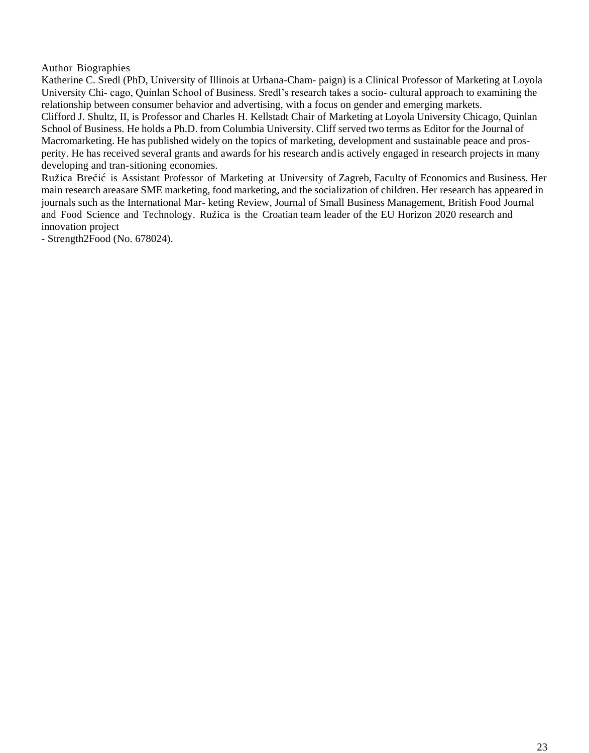## Author Biographies

Katherine C. Sredl (PhD, University of Illinois at Urbana-Cham- paign) is a Clinical Professor of Marketing at Loyola University Chi- cago, Quinlan School of Business. Sredl's research takes a socio- cultural approach to examining the relationship between consumer behavior and advertising, with a focus on gender and emerging markets.

Clifford J. Shultz, II, is Professor and Charles H. Kellstadt Chair of Marketing at Loyola University Chicago, Quinlan School of Business. He holds a Ph.D. from Columbia University. Cliff served two terms as Editor for the Journal of Macromarketing. He has published widely on the topics of marketing, development and sustainable peace and pros- perity. He has received several grants and awards for his research andis actively engaged in research projects in many developing and tran-sitioning economies.

Ružica Brečić is Assistant Professor of Marketing at University of Zagreb, Faculty of Economics and Business. Her main research areasare SME marketing, food marketing, and the socialization of children. Her research has appeared in journals such as the International Mar- keting Review, Journal of Small Business Management, British Food Journal and Food Science and Technology. Ružica is the Croatian team leader of the EU Horizon 2020 research and innovation project

- Strength2Food (No. 678024).